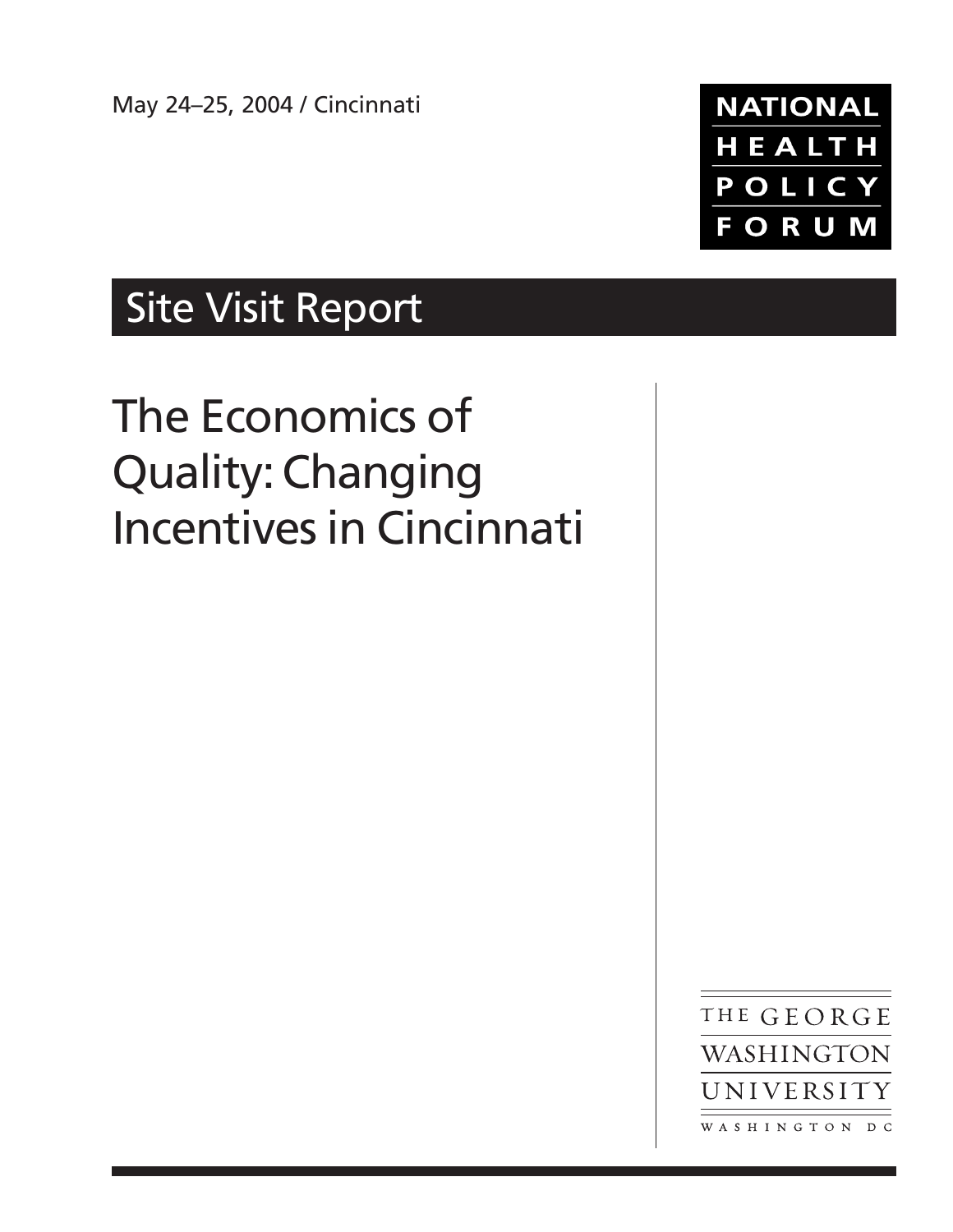May 24–25, 2004 / Cincinnati

NATIONAL HEALTH POLICY FORUM

## Site Visit Report

# The Economics of Quality: Changing Incentives in Cincinnati

THE GEORGE WASHINGTON UNIVERSITY

WASHINGTON DC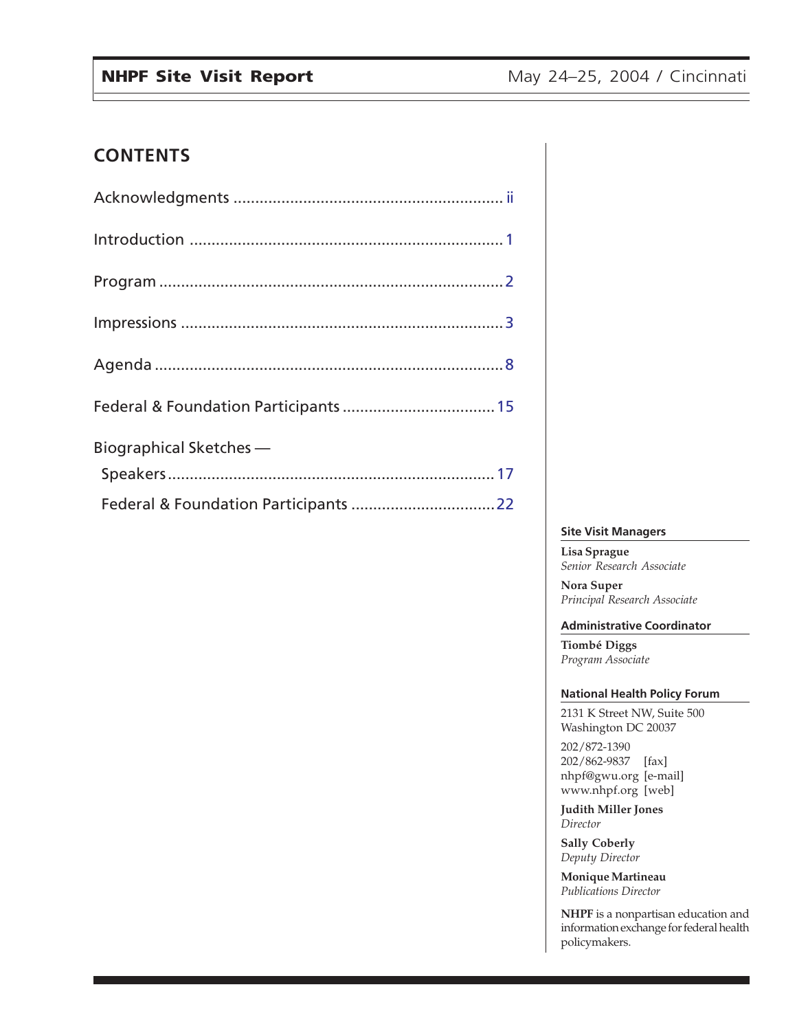## CONTENTS

Acknowledgments ............................................................. ii

Introduction ....................................................................... 1

Program .............................................................................. 2

Impressions ......................................................................... 3

Agenda ................................................................................ 8

Federal & Foundation Participants ................................... 15

Biographical Sketches —

Speakers .......................................................................... 17

Federal & Foundation Participants ................................. 22

**Site Visit Managers**

**Lisa Sprague**
*Senior Research Associate*

**Nora Super**
*Principal Research Associate*

**Administrative Coordinator**

**Tiombé Diggs**
*Program Associate*

**National Health Policy Forum**

2131 K Street NW, Suite 500
Washington DC 20037

202/872-1390
202/862-9837 [fax]
nhpf@gwu.org [e-mail]
www.nhpf.org [web]

**Judith Miller Jones**
*Director*

**Sally Coberly**
*Deputy Director*

**Monique Martineau**
*Publications Director*

**NHPF** is a nonpartisan education and information exchange for federal health policymakers.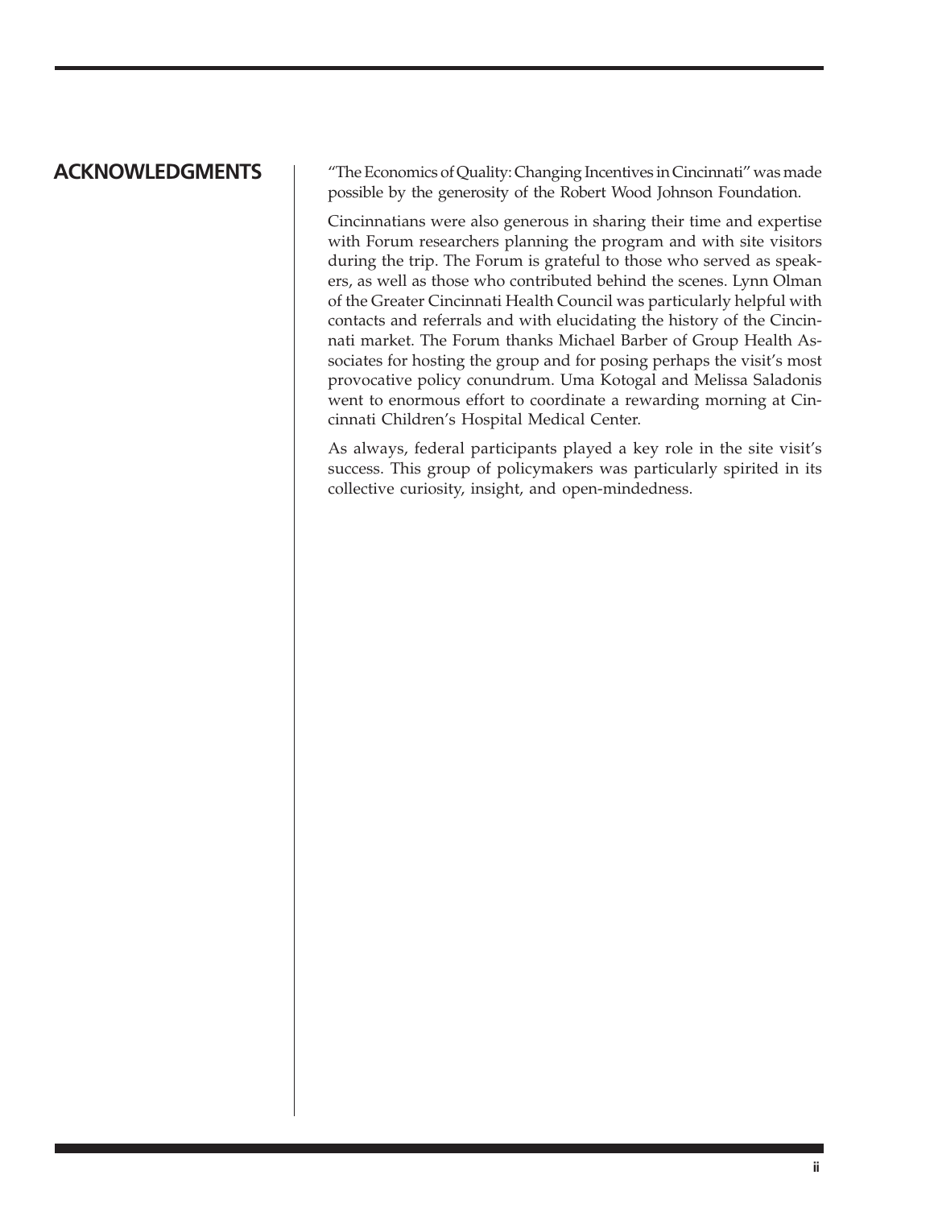## ACKNOWLEDGMENTS

"The Economics of Quality: Changing Incentives in Cincinnati" was made possible by the generosity of the Robert Wood Johnson Foundation.

Cincinnatians were also generous in sharing their time and expertise with Forum researchers planning the program and with site visitors during the trip. The Forum is grateful to those who served as speakers, as well as those who contributed behind the scenes. Lynn Olman of the Greater Cincinnati Health Council was particularly helpful with contacts and referrals and with elucidating the history of the Cincinnati market. The Forum thanks Michael Barber of Group Health Associates for hosting the group and for posing perhaps the visit's most provocative policy conundrum. Uma Kotogal and Melissa Saladonis went to enormous effort to coordinate a rewarding morning at Cincinnati Children's Hospital Medical Center.

As always, federal participants played a key role in the site visit's success. This group of policymakers was particularly spirited in its collective curiosity, insight, and open-mindedness.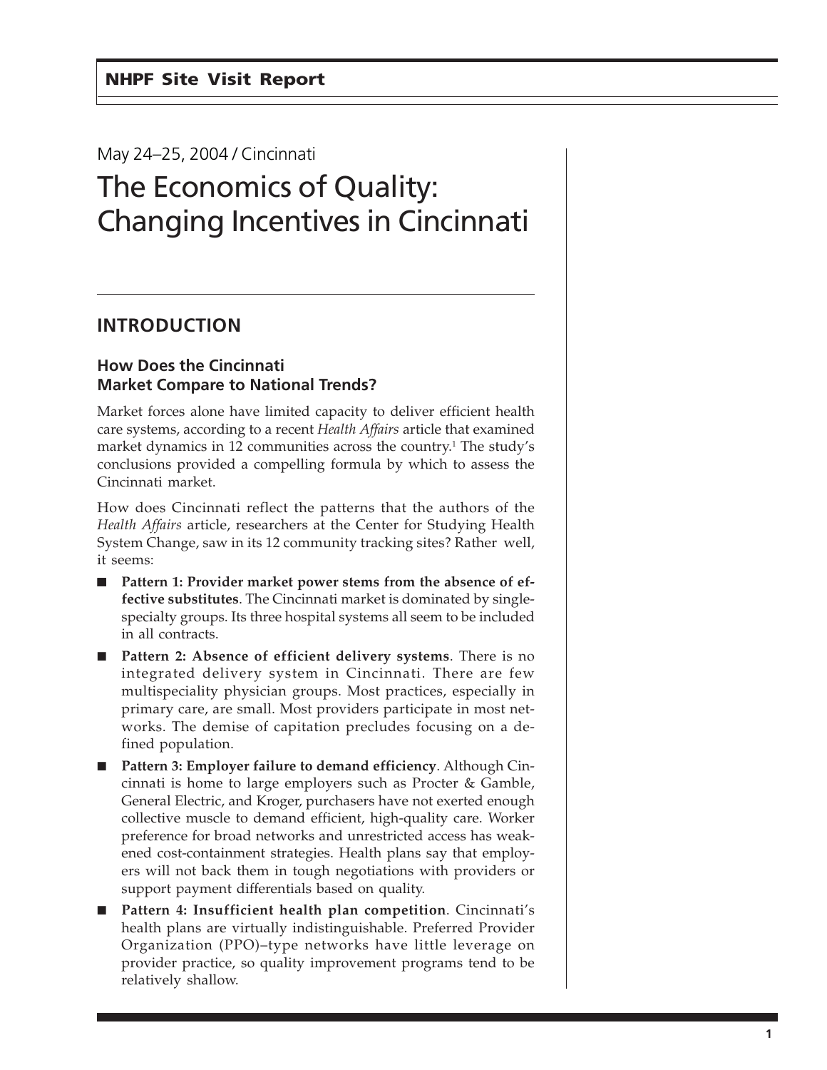**NHPF Site Visit Report**

May 24–25, 2004 / Cincinnati

# The Economics of Quality: Changing Incentives in Cincinnati

## INTRODUCTION

### How Does the Cincinnati Market Compare to National Trends?

Market forces alone have limited capacity to deliver efficient health care systems, according to a recent *Health Affairs* article that examined market dynamics in 12 communities across the country.[1] The study's conclusions provided a compelling formula by which to assess the Cincinnati market.

How does Cincinnati reflect the patterns that the authors of the *Health Affairs* article, researchers at the Center for Studying Health System Change, saw in its 12 community tracking sites? Rather well, it seems:

- **Pattern 1: Provider market power stems from the absence of effective substitutes**. The Cincinnati market is dominated by single-specialty groups. Its three hospital systems all seem to be included in all contracts.
- **Pattern 2: Absence of efficient delivery systems**. There is no integrated delivery system in Cincinnati. There are few multispeciality physician groups. Most practices, especially in primary care, are small. Most providers participate in most networks. The demise of capitation precludes focusing on a defined population.
- **Pattern 3: Employer failure to demand efficiency**. Although Cincinnati is home to large employers such as Procter & Gamble, General Electric, and Kroger, purchasers have not exerted enough collective muscle to demand efficient, high-quality care. Worker preference for broad networks and unrestricted access has weakened cost-containment strategies. Health plans say that employers will not back them in tough negotiations with providers or support payment differentials based on quality.
- **Pattern 4: Insufficient health plan competition**. Cincinnati's health plans are virtually indistinguishable. Preferred Provider Organization (PPO)–type networks have little leverage on provider practice, so quality improvement programs tend to be relatively shallow.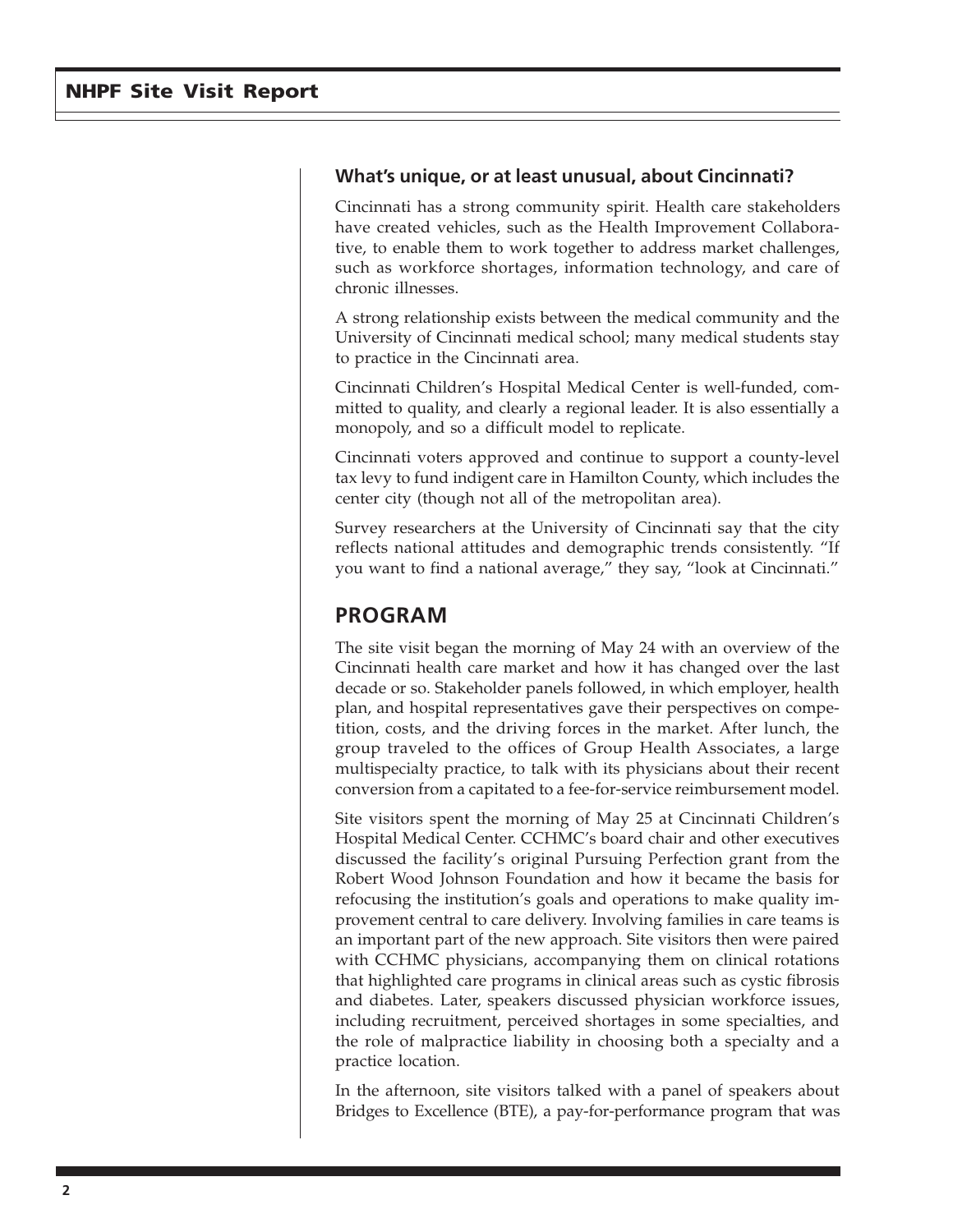### What's unique, or at least unusual, about Cincinnati?

Cincinnati has a strong community spirit. Health care stakeholders have created vehicles, such as the Health Improvement Collaborative, to enable them to work together to address market challenges, such as workforce shortages, information technology, and care of chronic illnesses.

A strong relationship exists between the medical community and the University of Cincinnati medical school; many medical students stay to practice in the Cincinnati area.

Cincinnati Children's Hospital Medical Center is well-funded, committed to quality, and clearly a regional leader. It is also essentially a monopoly, and so a difficult model to replicate.

Cincinnati voters approved and continue to support a county-level tax levy to fund indigent care in Hamilton County, which includes the center city (though not all of the metropolitan area).

Survey researchers at the University of Cincinnati say that the city reflects national attitudes and demographic trends consistently. "If you want to find a national average," they say, "look at Cincinnati."

## PROGRAM

The site visit began the morning of May 24 with an overview of the Cincinnati health care market and how it has changed over the last decade or so. Stakeholder panels followed, in which employer, health plan, and hospital representatives gave their perspectives on competition, costs, and the driving forces in the market. After lunch, the group traveled to the offices of Group Health Associates, a large multispecialty practice, to talk with its physicians about their recent conversion from a capitated to a fee-for-service reimbursement model.

Site visitors spent the morning of May 25 at Cincinnati Children's Hospital Medical Center. CCHMC's board chair and other executives discussed the facility's original Pursuing Perfection grant from the Robert Wood Johnson Foundation and how it became the basis for refocusing the institution's goals and operations to make quality improvement central to care delivery. Involving families in care teams is an important part of the new approach. Site visitors then were paired with CCHMC physicians, accompanying them on clinical rotations that highlighted care programs in clinical areas such as cystic fibrosis and diabetes. Later, speakers discussed physician workforce issues, including recruitment, perceived shortages in some specialties, and the role of malpractice liability in choosing both a specialty and a practice location.

In the afternoon, site visitors talked with a panel of speakers about Bridges to Excellence (BTE), a pay-for-performance program that was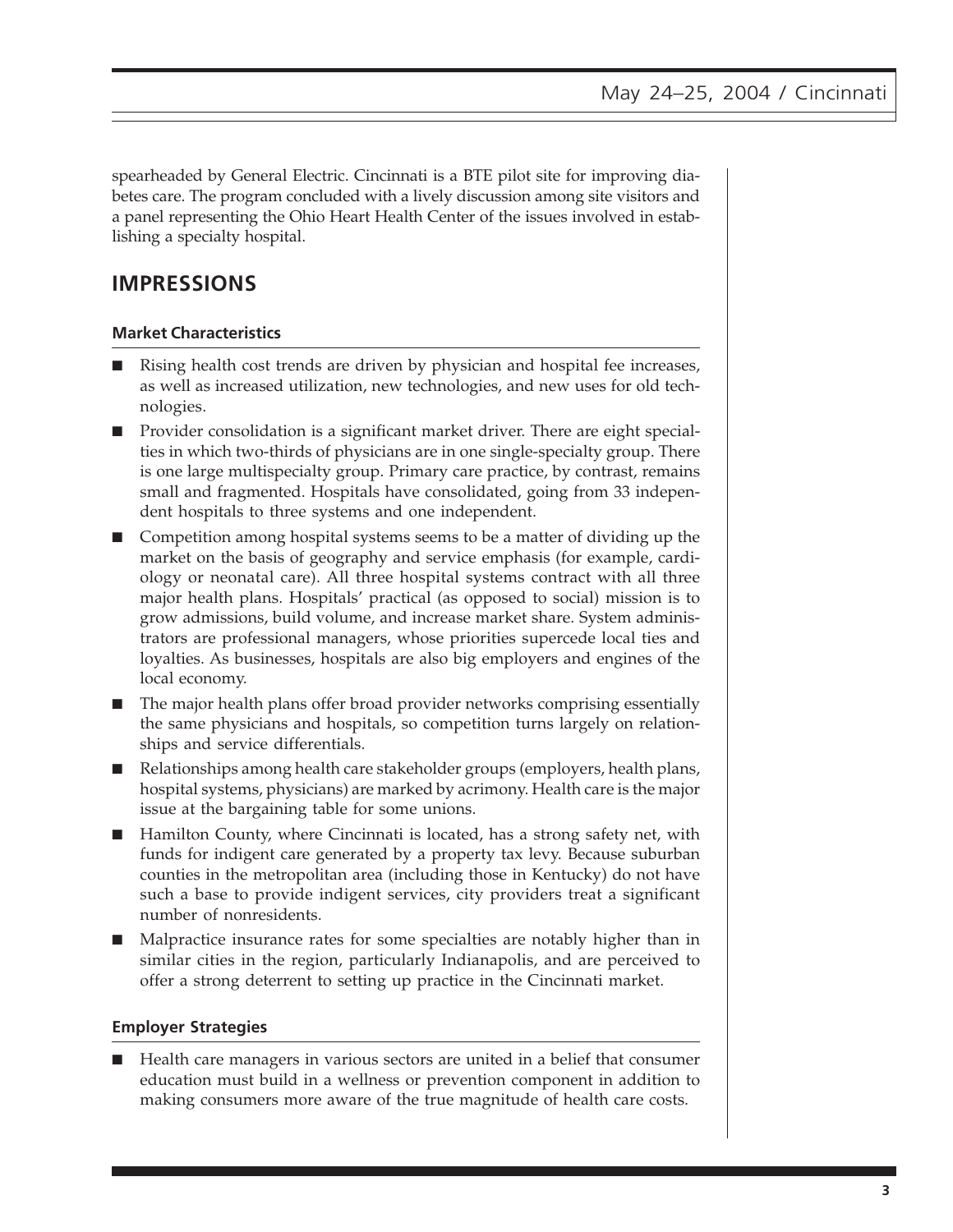spearheaded by General Electric. Cincinnati is a BTE pilot site for improving diabetes care. The program concluded with a lively discussion among site visitors and a panel representing the Ohio Heart Health Center of the issues involved in establishing a specialty hospital.

## IMPRESSIONS

### Market Characteristics

- Rising health cost trends are driven by physician and hospital fee increases, as well as increased utilization, new technologies, and new uses for old technologies.
- Provider consolidation is a significant market driver. There are eight specialties in which two-thirds of physicians are in one single-specialty group. There is one large multispecialty group. Primary care practice, by contrast, remains small and fragmented. Hospitals have consolidated, going from 33 independent hospitals to three systems and one independent.
- Competition among hospital systems seems to be a matter of dividing up the market on the basis of geography and service emphasis (for example, cardiology or neonatal care). All three hospital systems contract with all three major health plans. Hospitals' practical (as opposed to social) mission is to grow admissions, build volume, and increase market share. System administrators are professional managers, whose priorities supercede local ties and loyalties. As businesses, hospitals are also big employers and engines of the local economy.
- The major health plans offer broad provider networks comprising essentially the same physicians and hospitals, so competition turns largely on relationships and service differentials.
- Relationships among health care stakeholder groups (employers, health plans, hospital systems, physicians) are marked by acrimony. Health care is the major issue at the bargaining table for some unions.
- Hamilton County, where Cincinnati is located, has a strong safety net, with funds for indigent care generated by a property tax levy. Because suburban counties in the metropolitan area (including those in Kentucky) do not have such a base to provide indigent services, city providers treat a significant number of nonresidents.
- Malpractice insurance rates for some specialties are notably higher than in similar cities in the region, particularly Indianapolis, and are perceived to offer a strong deterrent to setting up practice in the Cincinnati market.

### Employer Strategies

- Health care managers in various sectors are united in a belief that consumer education must build in a wellness or prevention component in addition to making consumers more aware of the true magnitude of health care costs.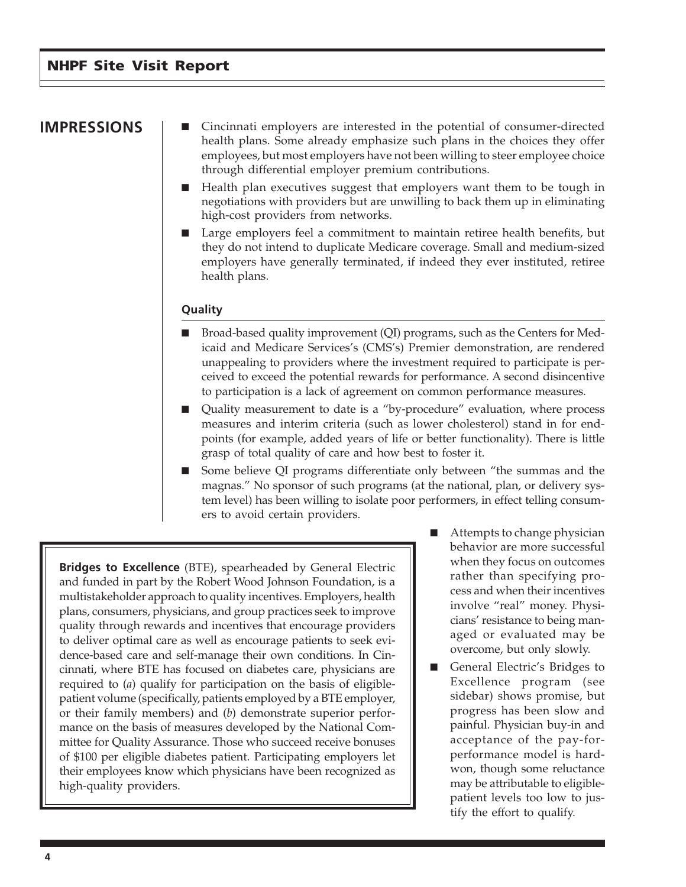## IMPRESSIONS

- Cincinnati employers are interested in the potential of consumer-directed health plans. Some already emphasize such plans in the choices they offer employees, but most employers have not been willing to steer employee choice through differential employer premium contributions.
- Health plan executives suggest that employers want them to be tough in negotiations with providers but are unwilling to back them up in eliminating high-cost providers from networks.
- Large employers feel a commitment to maintain retiree health benefits, but they do not intend to duplicate Medicare coverage. Small and medium-sized employers have generally terminated, if indeed they ever instituted, retiree health plans.

### Quality

- Broad-based quality improvement (QI) programs, such as the Centers for Medicaid and Medicare Services's (CMS's) Premier demonstration, are rendered unappealing to providers where the investment required to participate is perceived to exceed the potential rewards for performance. A second disincentive to participation is a lack of agreement on common performance measures.
- Quality measurement to date is a "by-procedure" evaluation, where process measures and interim criteria (such as lower cholesterol) stand in for endpoints (for example, added years of life or better functionality). There is little grasp of total quality of care and how best to foster it.
- Some believe QI programs differentiate only between "the summas and the magnas." No sponsor of such programs (at the national, plan, or delivery system level) has been willing to isolate poor performers, in effect telling consumers to avoid certain providers.
- Attempts to change physician behavior are more successful when they focus on outcomes rather than specifying process and when their incentives involve "real" money. Physicians' resistance to being managed or evaluated may be overcome, but only slowly.
- General Electric's Bridges to Excellence program (see sidebar) shows promise, but progress has been slow and painful. Physician buy-in and acceptance of the pay-for-performance model is hard-won, though some reluctance may be attributable to eligible-patient levels too low to justify the effort to qualify.

**Bridges to Excellence** (BTE), spearheaded by General Electric and funded in part by the Robert Wood Johnson Foundation, is a multistakeholder approach to quality incentives. Employers, health plans, consumers, physicians, and group practices seek to improve quality through rewards and incentives that encourage providers to deliver optimal care as well as encourage patients to seek evidence-based care and self-manage their own conditions. In Cincinnati, where BTE has focused on diabetes care, physicians are required to (*a*) qualify for participation on the basis of eligible-patient volume (specifically, patients employed by a BTE employer, or their family members) and (*b*) demonstrate superior performance on the basis of measures developed by the National Committee for Quality Assurance. Those who succeed receive bonuses of $100 per eligible diabetes patient. Participating employers let their employees know which physicians have been recognized as high-quality providers.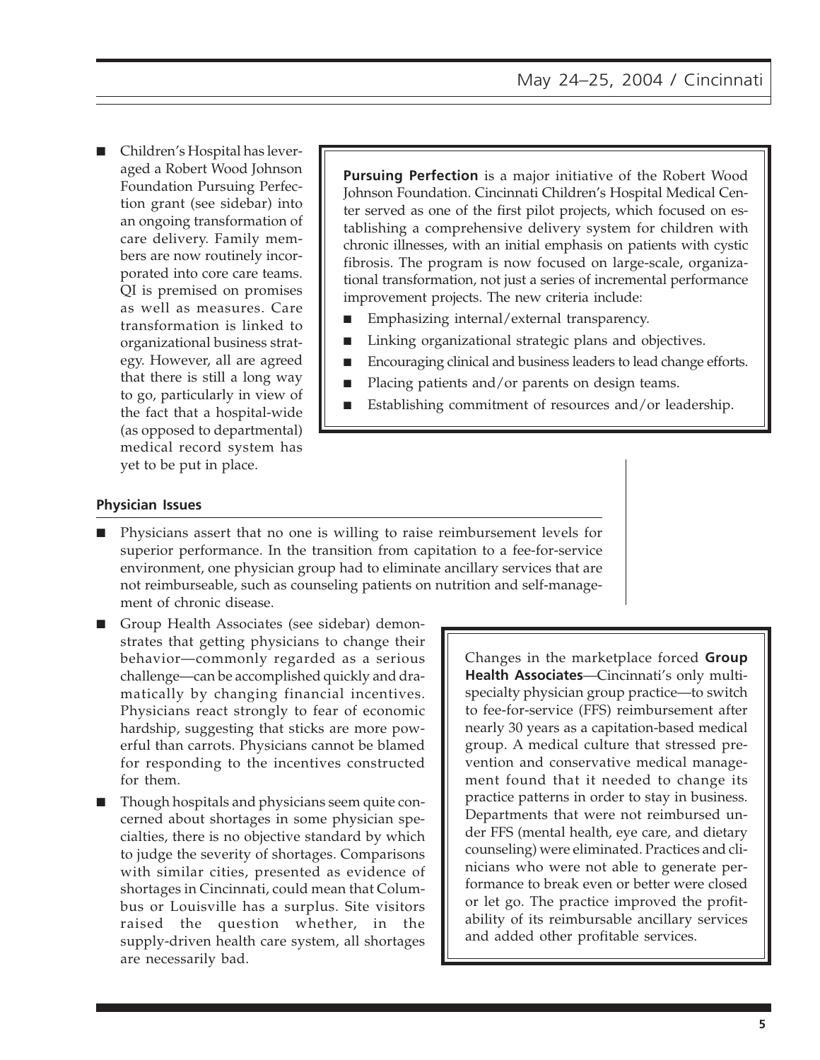- Children's Hospital has leveraged a Robert Wood Johnson Foundation Pursuing Perfection grant (see sidebar) into an ongoing transformation of care delivery. Family members are now routinely incorporated into core care teams. QI is premised on promises as well as measures. Care transformation is linked to organizational business strategy. However, all are agreed that there is still a long way to go, particularly in view of the fact that a hospital-wide (as opposed to departmental) medical record system has yet to be put in place.

> **Pursuing Perfection** is a major initiative of the Robert Wood Johnson Foundation. Cincinnati Children's Hospital Medical Center served as one of the first pilot projects, which focused on establishing a comprehensive delivery system for children with chronic illnesses, with an initial emphasis on patients with cystic fibrosis. The program is now focused on large-scale, organizational transformation, not just a series of incremental performance improvement projects. The new criteria include:
>
> - Emphasizing internal/external transparency.
> - Linking organizational strategic plans and objectives.
> - Encouraging clinical and business leaders to lead change efforts.
> - Placing patients and/or parents on design teams.
> - Establishing commitment of resources and/or leadership.

#### Physician Issues

- Physicians assert that no one is willing to raise reimbursement levels for superior performance. In the transition from capitation to a fee-for-service environment, one physician group had to eliminate ancillary services that are not reimburseable, such as counseling patients on nutrition and self-management of chronic disease.
- Group Health Associates (see sidebar) demonstrates that getting physicians to change their behavior—commonly regarded as a serious challenge—can be accomplished quickly and dramatically by changing financial incentives. Physicians react strongly to fear of economic hardship, suggesting that sticks are more powerful than carrots. Physicians cannot be blamed for responding to the incentives constructed for them.
- Though hospitals and physicians seem quite concerned about shortages in some physician specialties, there is no objective standard by which to judge the severity of shortages. Comparisons with similar cities, presented as evidence of shortages in Cincinnati, could mean that Columbus or Louisville has a surplus. Site visitors raised the question whether, in the supply-driven health care system, all shortages are necessarily bad.

> Changes in the marketplace forced **Group Health Associates**—Cincinnati's only multispecialty physician group practice—to switch to fee-for-service (FFS) reimbursement after nearly 30 years as a capitation-based medical group. A medical culture that stressed prevention and conservative medical management found that it needed to change its practice patterns in order to stay in business. Departments that were not reimbursed under FFS (mental health, eye care, and dietary counseling) were eliminated. Practices and clinicians who were not able to generate performance to break even or better were closed or let go. The practice improved the profitability of its reimbursable ancillary services and added other profitable services.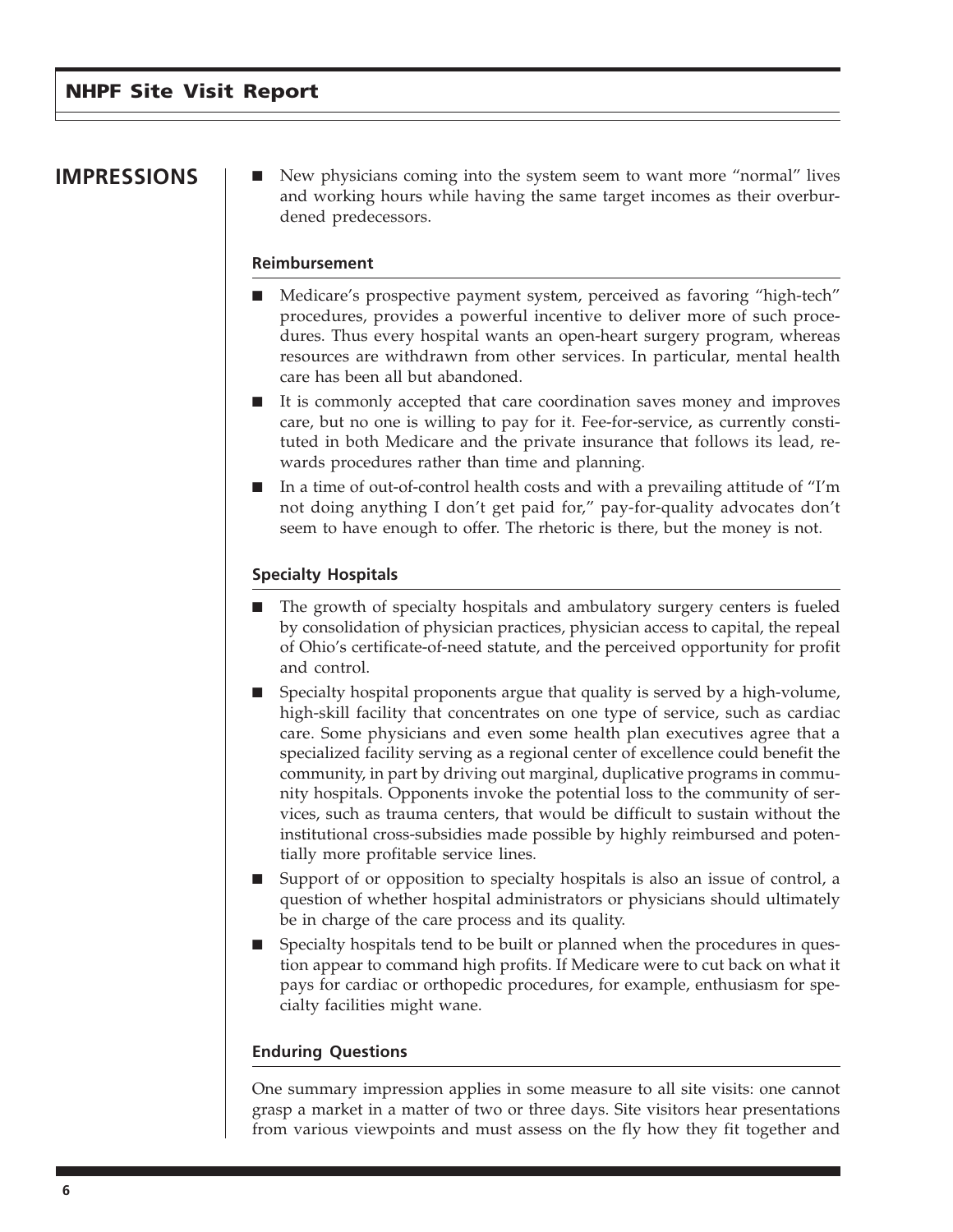## IMPRESSIONS

- New physicians coming into the system seem to want more "normal" lives and working hours while having the same target incomes as their overburdened predecessors.

### Reimbursement

- Medicare's prospective payment system, perceived as favoring "high-tech" procedures, provides a powerful incentive to deliver more of such procedures. Thus every hospital wants an open-heart surgery program, whereas resources are withdrawn from other services. In particular, mental health care has been all but abandoned.
- It is commonly accepted that care coordination saves money and improves care, but no one is willing to pay for it. Fee-for-service, as currently constituted in both Medicare and the private insurance that follows its lead, rewards procedures rather than time and planning.
- In a time of out-of-control health costs and with a prevailing attitude of "I'm not doing anything I don't get paid for," pay-for-quality advocates don't seem to have enough to offer. The rhetoric is there, but the money is not.

### Specialty Hospitals

- The growth of specialty hospitals and ambulatory surgery centers is fueled by consolidation of physician practices, physician access to capital, the repeal of Ohio's certificate-of-need statute, and the perceived opportunity for profit and control.
- Specialty hospital proponents argue that quality is served by a high-volume, high-skill facility that concentrates on one type of service, such as cardiac care. Some physicians and even some health plan executives agree that a specialized facility serving as a regional center of excellence could benefit the community, in part by driving out marginal, duplicative programs in community hospitals. Opponents invoke the potential loss to the community of services, such as trauma centers, that would be difficult to sustain without the institutional cross-subsidies made possible by highly reimbursed and potentially more profitable service lines.
- Support of or opposition to specialty hospitals is also an issue of control, a question of whether hospital administrators or physicians should ultimately be in charge of the care process and its quality.
- Specialty hospitals tend to be built or planned when the procedures in question appear to command high profits. If Medicare were to cut back on what it pays for cardiac or orthopedic procedures, for example, enthusiasm for specialty facilities might wane.

### Enduring Questions

One summary impression applies in some measure to all site visits: one cannot grasp a market in a matter of two or three days. Site visitors hear presentations from various viewpoints and must assess on the fly how they fit together and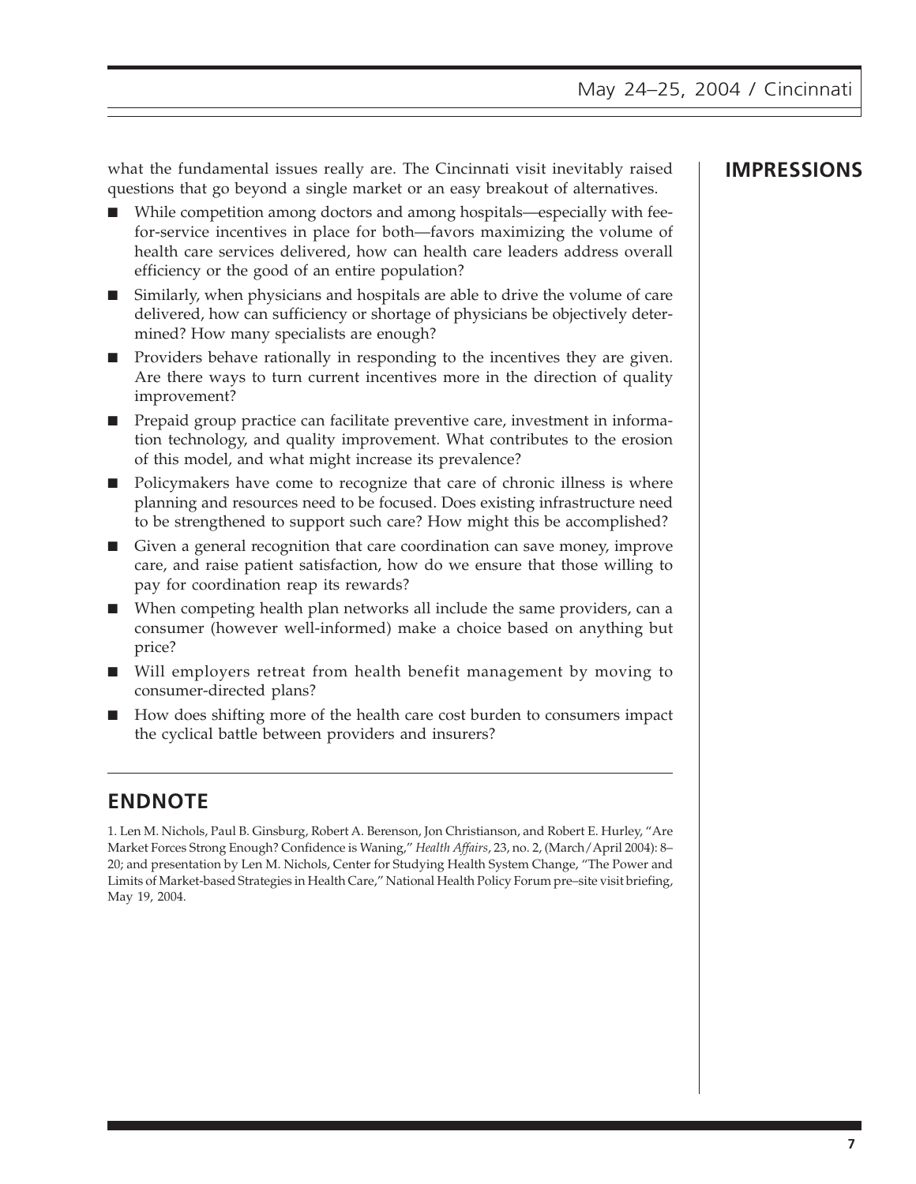what the fundamental issues really are. The Cincinnati visit inevitably raised questions that go beyond a single market or an easy breakout of alternatives.

## IMPRESSIONS

- While competition among doctors and among hospitals—especially with fee-for-service incentives in place for both—favors maximizing the volume of health care services delivered, how can health care leaders address overall efficiency or the good of an entire population?
- Similarly, when physicians and hospitals are able to drive the volume of care delivered, how can sufficiency or shortage of physicians be objectively determined? How many specialists are enough?
- Providers behave rationally in responding to the incentives they are given. Are there ways to turn current incentives more in the direction of quality improvement?
- Prepaid group practice can facilitate preventive care, investment in information technology, and quality improvement. What contributes to the erosion of this model, and what might increase its prevalence?
- Policymakers have come to recognize that care of chronic illness is where planning and resources need to be focused. Does existing infrastructure need to be strengthened to support such care? How might this be accomplished?
- Given a general recognition that care coordination can save money, improve care, and raise patient satisfaction, how do we ensure that those willing to pay for coordination reap its rewards?
- When competing health plan networks all include the same providers, can a consumer (however well-informed) make a choice based on anything but price?
- Will employers retreat from health benefit management by moving to consumer-directed plans?
- How does shifting more of the health care cost burden to consumers impact the cyclical battle between providers and insurers?

## ENDNOTE

1. Len M. Nichols, Paul B. Ginsburg, Robert A. Berenson, Jon Christianson, and Robert E. Hurley, "Are Market Forces Strong Enough? Confidence is Waning," *Health Affairs*, 23, no. 2, (March/April 2004): 8–20; and presentation by Len M. Nichols, Center for Studying Health System Change, "The Power and Limits of Market-based Strategies in Health Care," National Health Policy Forum pre–site visit briefing, May 19, 2004.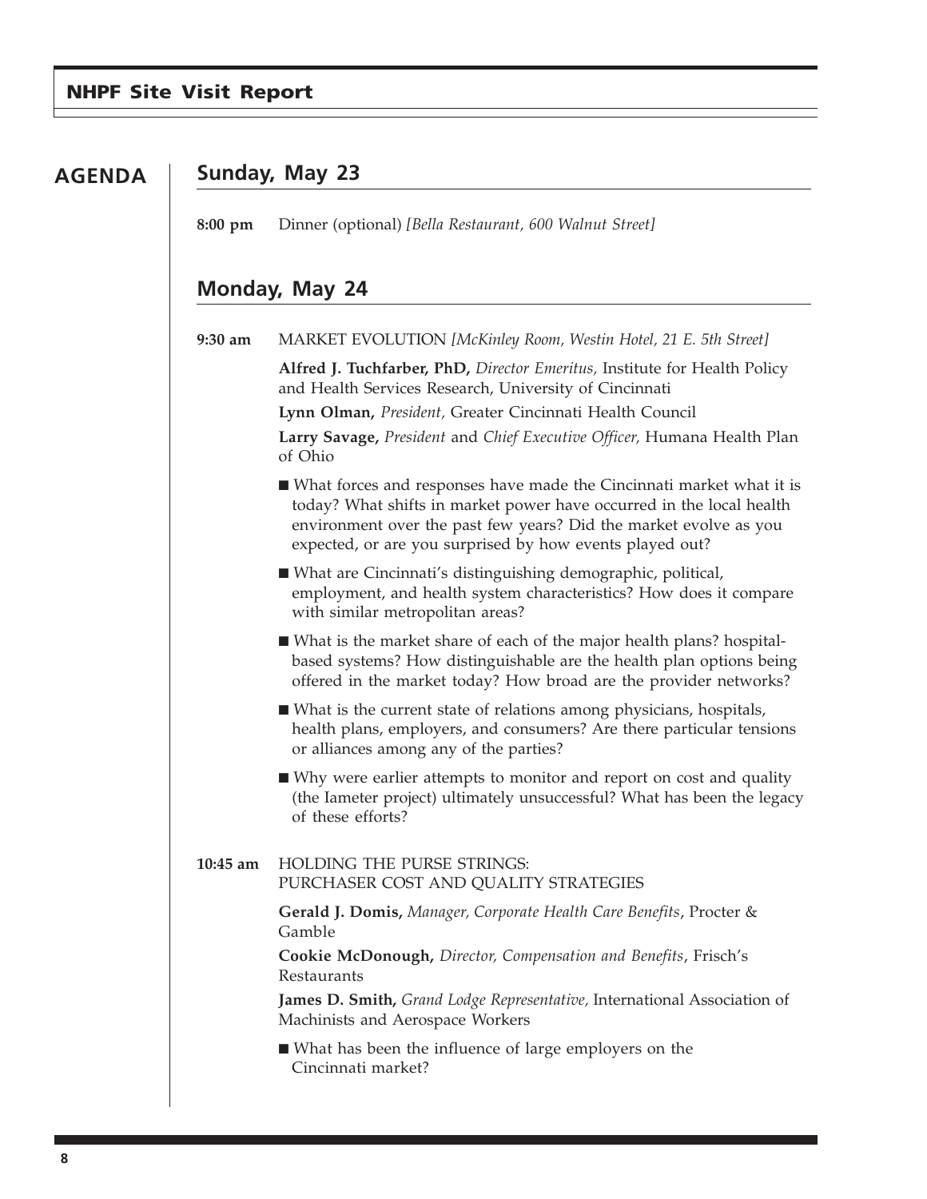## AGENDA

### Sunday, May 23

**8:00 pm** Dinner (optional) *[Bella Restaurant, 600 Walnut Street]*

### Monday, May 24

**9:30 am** MARKET EVOLUTION *[McKinley Room, Westin Hotel, 21 E. 5th Street]*

**Alfred J. Tuchfarber, PhD,** *Director Emeritus,* Institute for Health Policy and Health Services Research, University of Cincinnati

**Lynn Olman,** *President,* Greater Cincinnati Health Council

**Larry Savage,** *President* and *Chief Executive Officer,* Humana Health Plan of Ohio

- What forces and responses have made the Cincinnati market what it is today? What shifts in market power have occurred in the local health environment over the past few years? Did the market evolve as you expected, or are you surprised by how events played out?
- What are Cincinnati's distinguishing demographic, political, employment, and health system characteristics? How does it compare with similar metropolitan areas?
- What is the market share of each of the major health plans? hospital-based systems? How distinguishable are the health plan options being offered in the market today? How broad are the provider networks?
- What is the current state of relations among physicians, hospitals, health plans, employers, and consumers? Are there particular tensions or alliances among any of the parties?
- Why were earlier attempts to monitor and report on cost and quality (the Iameter project) ultimately unsuccessful? What has been the legacy of these efforts?

**10:45 am** HOLDING THE PURSE STRINGS: PURCHASER COST AND QUALITY STRATEGIES

**Gerald J. Domis,** *Manager, Corporate Health Care Benefits*, Procter & Gamble

**Cookie McDonough,** *Director, Compensation and Benefits*, Frisch's Restaurants

**James D. Smith,** *Grand Lodge Representative,* International Association of Machinists and Aerospace Workers

- What has been the influence of large employers on the Cincinnati market?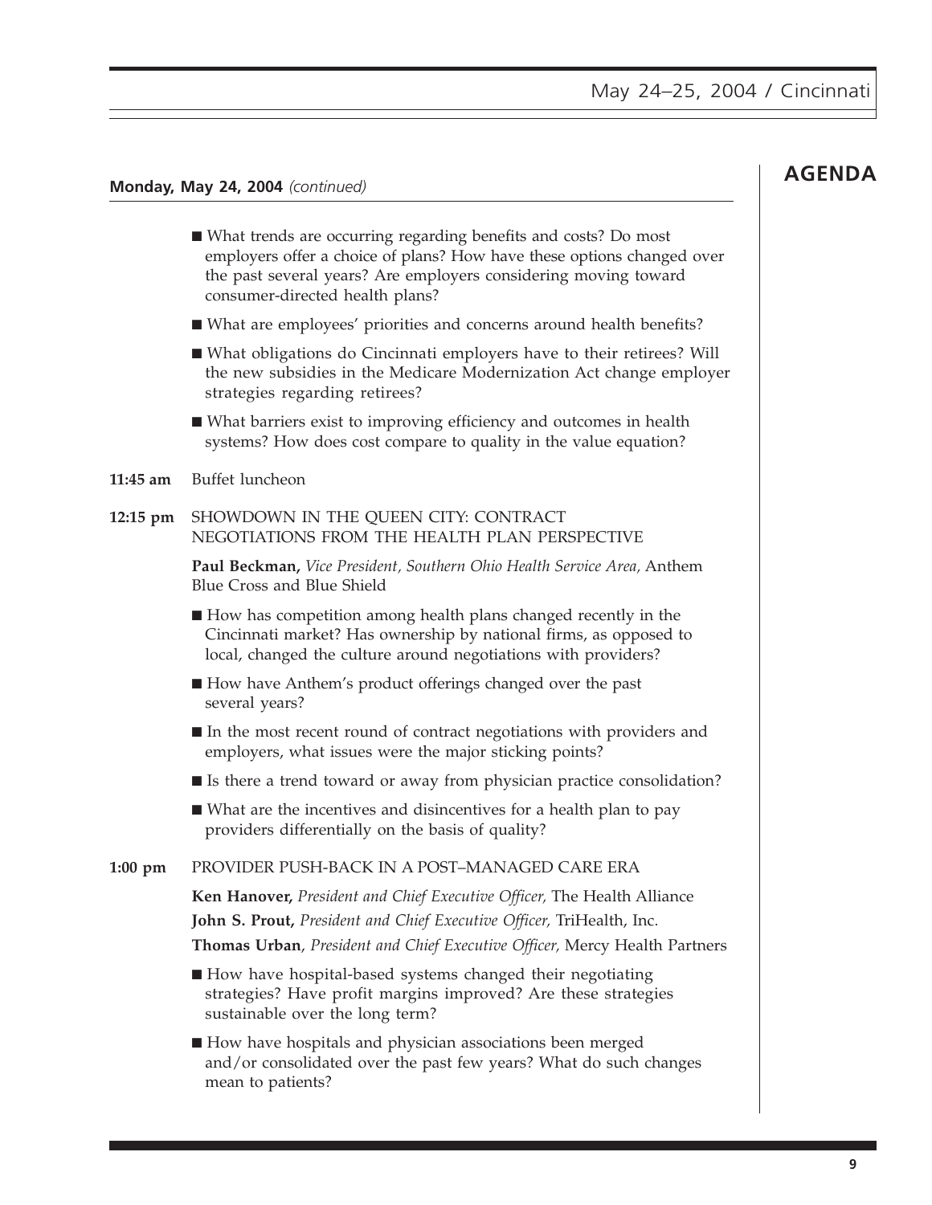## AGENDA

**Monday, May 24, 2004** *(continued)*

- What trends are occurring regarding benefits and costs? Do most employers offer a choice of plans? How have these options changed over the past several years? Are employers considering moving toward consumer-directed health plans?
- What are employees' priorities and concerns around health benefits?
- What obligations do Cincinnati employers have to their retirees? Will the new subsidies in the Medicare Modernization Act change employer strategies regarding retirees?
- What barriers exist to improving efficiency and outcomes in health systems? How does cost compare to quality in the value equation?

**11:45 am** Buffet luncheon

**12:15 pm** SHOWDOWN IN THE QUEEN CITY: CONTRACT NEGOTIATIONS FROM THE HEALTH PLAN PERSPECTIVE

**Paul Beckman,** *Vice President, Southern Ohio Health Service Area,* Anthem Blue Cross and Blue Shield

- How has competition among health plans changed recently in the Cincinnati market? Has ownership by national firms, as opposed to local, changed the culture around negotiations with providers?
- How have Anthem's product offerings changed over the past several years?
- In the most recent round of contract negotiations with providers and employers, what issues were the major sticking points?
- Is there a trend toward or away from physician practice consolidation?
- What are the incentives and disincentives for a health plan to pay providers differentially on the basis of quality?

**1:00 pm** PROVIDER PUSH-BACK IN A POST–MANAGED CARE ERA

**Ken Hanover,** *President and Chief Executive Officer,* The Health Alliance

**John S. Prout,** *President and Chief Executive Officer,* TriHealth, Inc.

**Thomas Urban**, *President and Chief Executive Officer,* Mercy Health Partners

- How have hospital-based systems changed their negotiating strategies? Have profit margins improved? Are these strategies sustainable over the long term?
- How have hospitals and physician associations been merged and/or consolidated over the past few years? What do such changes mean to patients?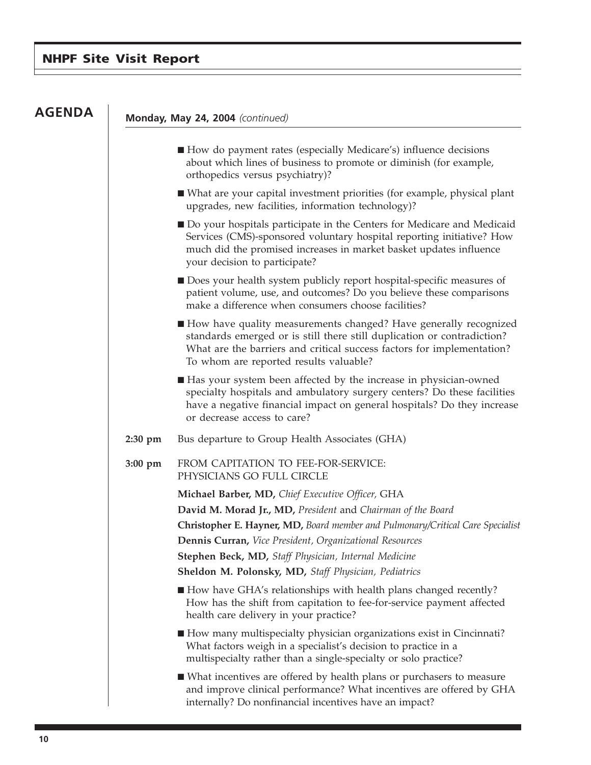## AGENDA

**Monday, May 24, 2004** *(continued)*

- How do payment rates (especially Medicare's) influence decisions about which lines of business to promote or diminish (for example, orthopedics versus psychiatry)?
- What are your capital investment priorities (for example, physical plant upgrades, new facilities, information technology)?
- Do your hospitals participate in the Centers for Medicare and Medicaid Services (CMS)-sponsored voluntary hospital reporting initiative? How much did the promised increases in market basket updates influence your decision to participate?
- Does your health system publicly report hospital-specific measures of patient volume, use, and outcomes? Do you believe these comparisons make a difference when consumers choose facilities?
- How have quality measurements changed? Have generally recognized standards emerged or is still there still duplication or contradiction? What are the barriers and critical success factors for implementation? To whom are reported results valuable?
- Has your system been affected by the increase in physician-owned specialty hospitals and ambulatory surgery centers? Do these facilities have a negative financial impact on general hospitals? Do they increase or decrease access to care?

**2:30 pm** Bus departure to Group Health Associates (GHA)

**3:00 pm** FROM CAPITATION TO FEE-FOR-SERVICE: PHYSICIANS GO FULL CIRCLE

**Michael Barber, MD,** *Chief Executive Officer,* GHA

**David M. Morad Jr., MD,** *President* and *Chairman of the Board*

**Christopher E. Hayner, MD,** *Board member and Pulmonary/Critical Care Specialist*

**Dennis Curran,** *Vice President, Organizational Resources*

**Stephen Beck, MD,** *Staff Physician, Internal Medicine*

**Sheldon M. Polonsky, MD,** *Staff Physician, Pediatrics*

- How have GHA's relationships with health plans changed recently? How has the shift from capitation to fee-for-service payment affected health care delivery in your practice?
- How many multispecialty physician organizations exist in Cincinnati? What factors weigh in a specialist's decision to practice in a multispecialty rather than a single-specialty or solo practice?
- What incentives are offered by health plans or purchasers to measure and improve clinical performance? What incentives are offered by GHA internally? Do nonfinancial incentives have an impact?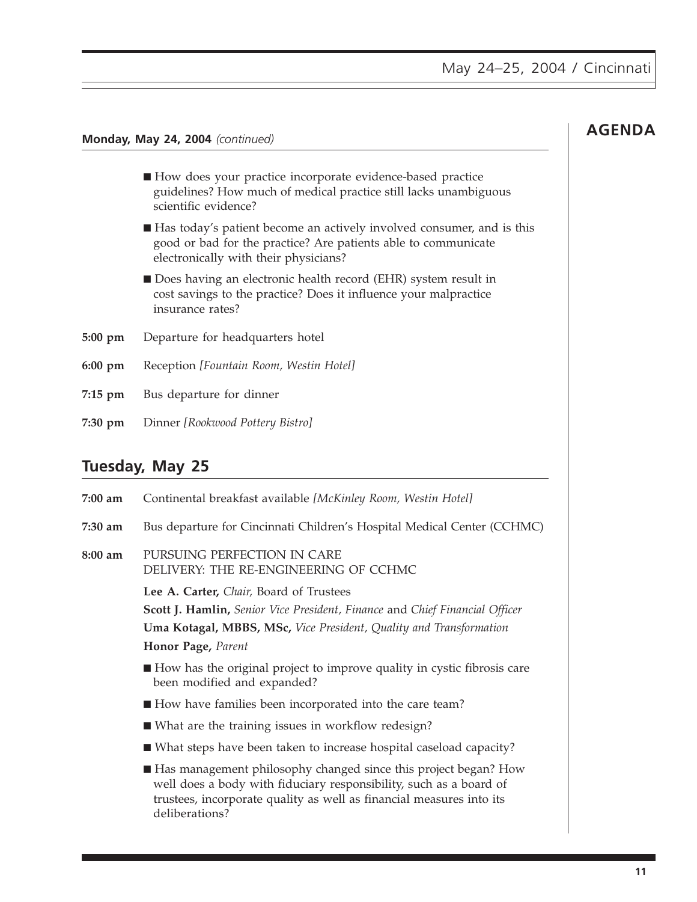## AGENDA

**Monday, May 24, 2004** *(continued)*

- How does your practice incorporate evidence-based practice guidelines? How much of medical practice still lacks unambiguous scientific evidence?
- Has today's patient become an actively involved consumer, and is this good or bad for the practice? Are patients able to communicate electronically with their physicians?
- Does having an electronic health record (EHR) system result in cost savings to the practice? Does it influence your malpractice insurance rates?

**5:00 pm** Departure for headquarters hotel

**6:00 pm** Reception *[Fountain Room, Westin Hotel]*

**7:15 pm** Bus departure for dinner

**7:30 pm** Dinner *[Rookwood Pottery Bistro]*

## Tuesday, May 25

**7:00 am** Continental breakfast available *[McKinley Room, Westin Hotel]*

**7:30 am** Bus departure for Cincinnati Children's Hospital Medical Center (CCHMC)

**8:00 am** PURSUING PERFECTION IN CARE DELIVERY: THE RE-ENGINEERING OF CCHMC

**Lee A. Carter,** *Chair,* Board of Trustees
**Scott J. Hamlin,** *Senior Vice President, Finance* and *Chief Financial Officer*
**Uma Kotagal, MBBS, MSc,** *Vice President, Quality and Transformation*
**Honor Page,** *Parent*

- How has the original project to improve quality in cystic fibrosis care been modified and expanded?
- How have families been incorporated into the care team?
- What are the training issues in workflow redesign?
- What steps have been taken to increase hospital caseload capacity?
- Has management philosophy changed since this project began? How well does a body with fiduciary responsibility, such as a board of trustees, incorporate quality as well as financial measures into its deliberations?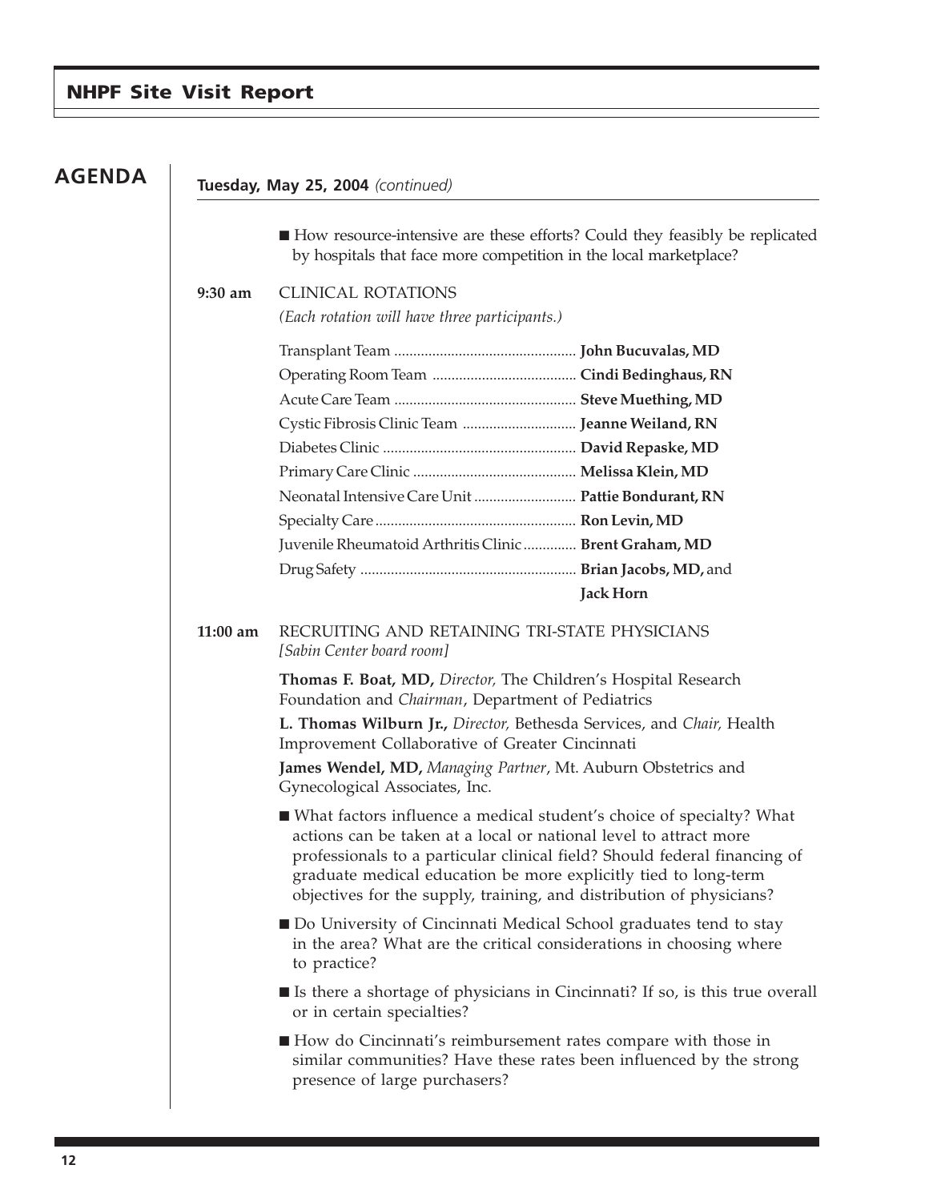## AGENDA

**Tuesday, May 25, 2004** *(continued)*

- How resource-intensive are these efforts? Could they feasibly be replicated by hospitals that face more competition in the local marketplace?

**9:30 am** CLINICAL ROTATIONS

*(Each rotation will have three participants.)*

| | |
|---|---|
| Transplant Team | **John Bucuvalas, MD** |
| Operating Room Team | **Cindi Bedinghaus, RN** |
| Acute Care Team | **Steve Muething, MD** |
| Cystic Fibrosis Clinic Team | **Jeanne Weiland, RN** |
| Diabetes Clinic | **David Repaske, MD** |
| Primary Care Clinic | **Melissa Klein, MD** |
| Neonatal Intensive Care Unit | **Pattie Bondurant, RN** |
| Specialty Care | **Ron Levin, MD** |
| Juvenile Rheumatoid Arthritis Clinic | **Brent Graham, MD** |
| Drug Safety | **Brian Jacobs, MD,** and **Jack Horn** |

**11:00 am** RECRUITING AND RETAINING TRI-STATE PHYSICIANS

*[Sabin Center board room]*

**Thomas F. Boat, MD,** *Director,* The Children's Hospital Research Foundation and *Chairman*, Department of Pediatrics

**L. Thomas Wilburn Jr.,** *Director,* Bethesda Services, and *Chair,* Health Improvement Collaborative of Greater Cincinnati

**James Wendel, MD,** *Managing Partner*, Mt. Auburn Obstetrics and Gynecological Associates, Inc.

- What factors influence a medical student's choice of specialty? What actions can be taken at a local or national level to attract more professionals to a particular clinical field? Should federal financing of graduate medical education be more explicitly tied to long-term objectives for the supply, training, and distribution of physicians?
- Do University of Cincinnati Medical School graduates tend to stay in the area? What are the critical considerations in choosing where to practice?
- Is there a shortage of physicians in Cincinnati? If so, is this true overall or in certain specialties?
- How do Cincinnati's reimbursement rates compare with those in similar communities? Have these rates been influenced by the strong presence of large purchasers?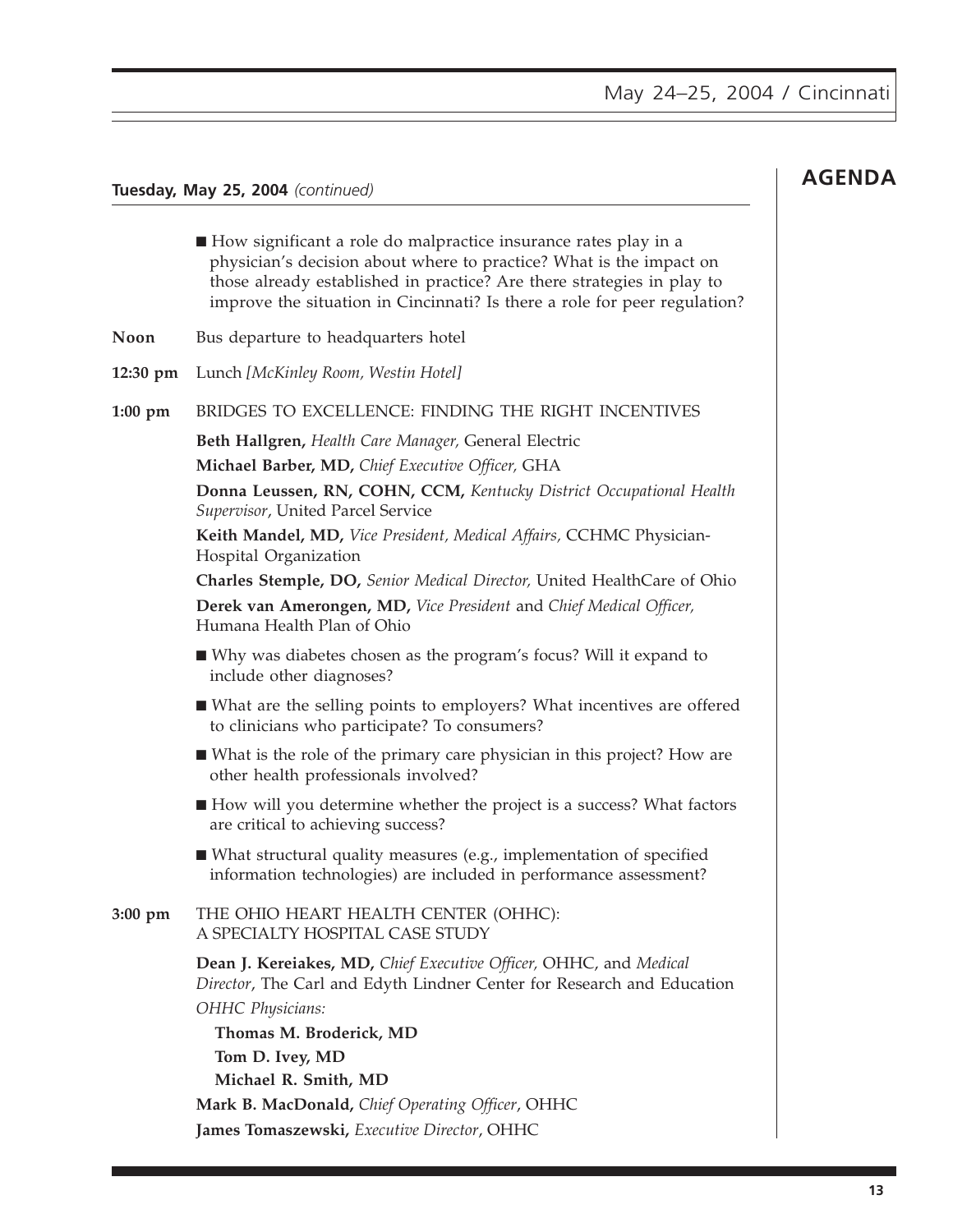## AGENDA

**Tuesday, May 25, 2004** *(continued)*

- How significant a role do malpractice insurance rates play in a physician's decision about where to practice? What is the impact on those already established in practice? Are there strategies in play to improve the situation in Cincinnati? Is there a role for peer regulation?

**Noon** Bus departure to headquarters hotel

**12:30 pm** Lunch *[McKinley Room, Westin Hotel]*

**1:00 pm** BRIDGES TO EXCELLENCE: FINDING THE RIGHT INCENTIVES

**Beth Hallgren,** *Health Care Manager,* General Electric

**Michael Barber, MD,** *Chief Executive Officer,* GHA

**Donna Leussen, RN, COHN, CCM,** *Kentucky District Occupational Health Supervisor*, United Parcel Service

**Keith Mandel, MD,** *Vice President, Medical Affairs,* CCHMC Physician-Hospital Organization

**Charles Stemple, DO,** *Senior Medical Director,* United HealthCare of Ohio

**Derek van Amerongen, MD,** *Vice President* and *Chief Medical Officer,* Humana Health Plan of Ohio

- Why was diabetes chosen as the program's focus? Will it expand to include other diagnoses?
- What are the selling points to employers? What incentives are offered to clinicians who participate? To consumers?
- What is the role of the primary care physician in this project? How are other health professionals involved?
- How will you determine whether the project is a success? What factors are critical to achieving success?
- What structural quality measures (e.g., implementation of specified information technologies) are included in performance assessment?

**3:00 pm** THE OHIO HEART HEALTH CENTER (OHHC): A SPECIALTY HOSPITAL CASE STUDY

**Dean J. Kereiakes, MD,** *Chief Executive Officer,* OHHC, and *Medical Director*, The Carl and Edyth Lindner Center for Research and Education

*OHHC Physicians:*

**Thomas M. Broderick, MD**

**Tom D. Ivey, MD**

**Michael R. Smith, MD**

**Mark B. MacDonald,** *Chief Operating Officer*, OHHC

**James Tomaszewski,** *Executive Director*, OHHC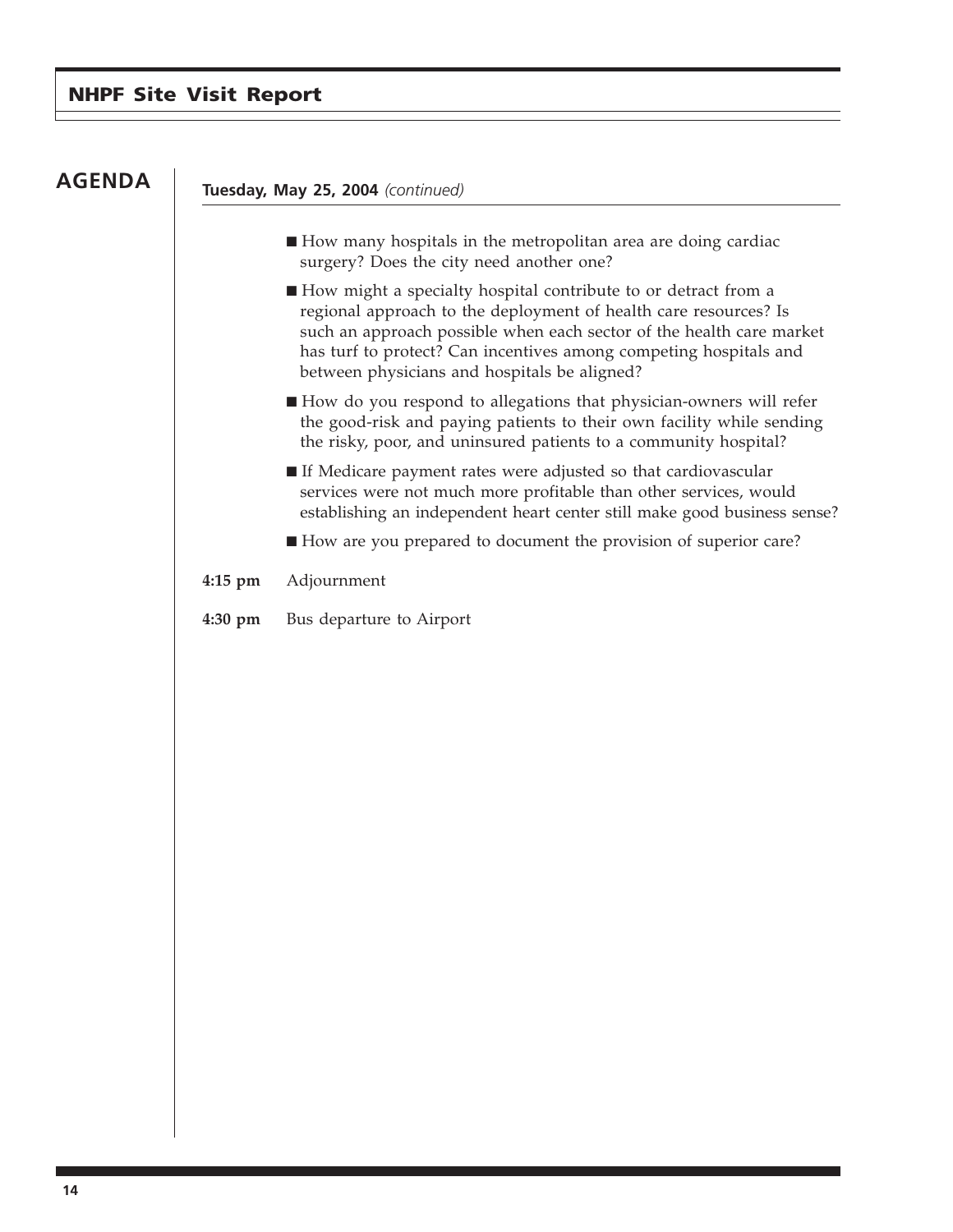## AGENDA

**Tuesday, May 25, 2004** *(continued)*

- How many hospitals in the metropolitan area are doing cardiac surgery? Does the city need another one?
- How might a specialty hospital contribute to or detract from a regional approach to the deployment of health care resources? Is such an approach possible when each sector of the health care market has turf to protect? Can incentives among competing hospitals and between physicians and hospitals be aligned?
- How do you respond to allegations that physician-owners will refer the good-risk and paying patients to their own facility while sending the risky, poor, and uninsured patients to a community hospital?
- If Medicare payment rates were adjusted so that cardiovascular services were not much more profitable than other services, would establishing an independent heart center still make good business sense?
- How are you prepared to document the provision of superior care?

**4:15 pm** Adjournment

**4:30 pm** Bus departure to Airport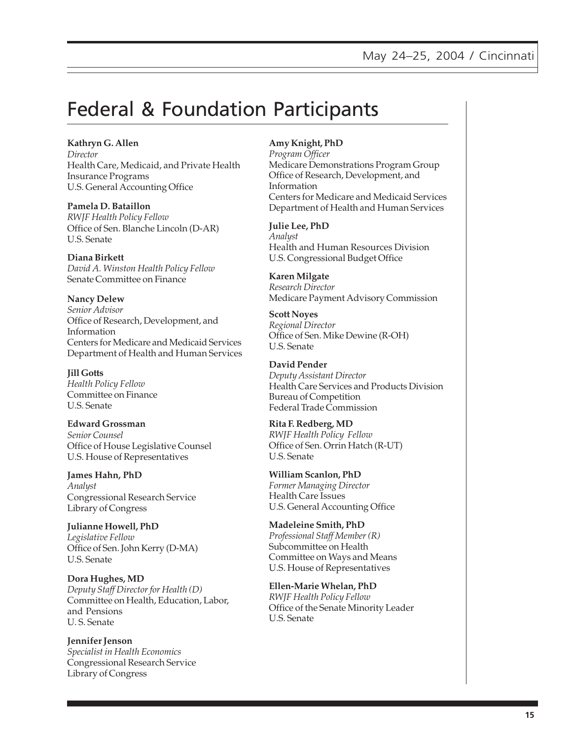# Federal & Foundation Participants

**Kathryn G. Allen**
*Director*
Health Care, Medicaid, and Private Health Insurance Programs
U.S. General Accounting Office

**Pamela D. Bataillon**
*RWJF Health Policy Fellow*
Office of Sen. Blanche Lincoln (D-AR)
U.S. Senate

**Diana Birkett**
*David A. Winston Health Policy Fellow*
Senate Committee on Finance

**Nancy Delew**
*Senior Advisor*
Office of Research, Development, and Information
Centers for Medicare and Medicaid Services
Department of Health and Human Services

**Jill Gotts**
*Health Policy Fellow*
Committee on Finance
U.S. Senate

**Edward Grossman**
*Senior Counsel*
Office of House Legislative Counsel
U.S. House of Representatives

**James Hahn, PhD**
*Analyst*
Congressional Research Service
Library of Congress

**Julianne Howell, PhD**
*Legislative Fellow*
Office of Sen. John Kerry (D-MA)
U.S. Senate

**Dora Hughes, MD**
*Deputy Staff Director for Health (D)*
Committee on Health, Education, Labor, and Pensions
U. S. Senate

**Jennifer Jenson**
*Specialist in Health Economics*
Congressional Research Service
Library of Congress

**Amy Knight, PhD**
*Program Officer*
Medicare Demonstrations Program Group
Office of Research, Development, and Information
Centers for Medicare and Medicaid Services
Department of Health and Human Services

**Julie Lee, PhD**
*Analyst*
Health and Human Resources Division
U.S. Congressional Budget Office

**Karen Milgate**
*Research Director*
Medicare Payment Advisory Commission

**Scott Noyes**
*Regional Director*
Office of Sen. Mike Dewine (R-OH)
U.S. Senate

**David Pender**
*Deputy Assistant Director*
Health Care Services and Products Division
Bureau of Competition
Federal Trade Commission

**Rita F. Redberg, MD**
*RWJF Health Policy Fellow*
Office of Sen. Orrin Hatch (R-UT)
U.S. Senate

**William Scanlon, PhD**
*Former Managing Director*
Health Care Issues
U.S. General Accounting Office

**Madeleine Smith, PhD**
*Professional Staff Member (R)*
Subcommittee on Health
Committee on Ways and Means
U.S. House of Representatives

**Ellen-Marie Whelan, PhD**
*RWJF Health Policy Fellow*
Office of the Senate Minority Leader
U.S. Senate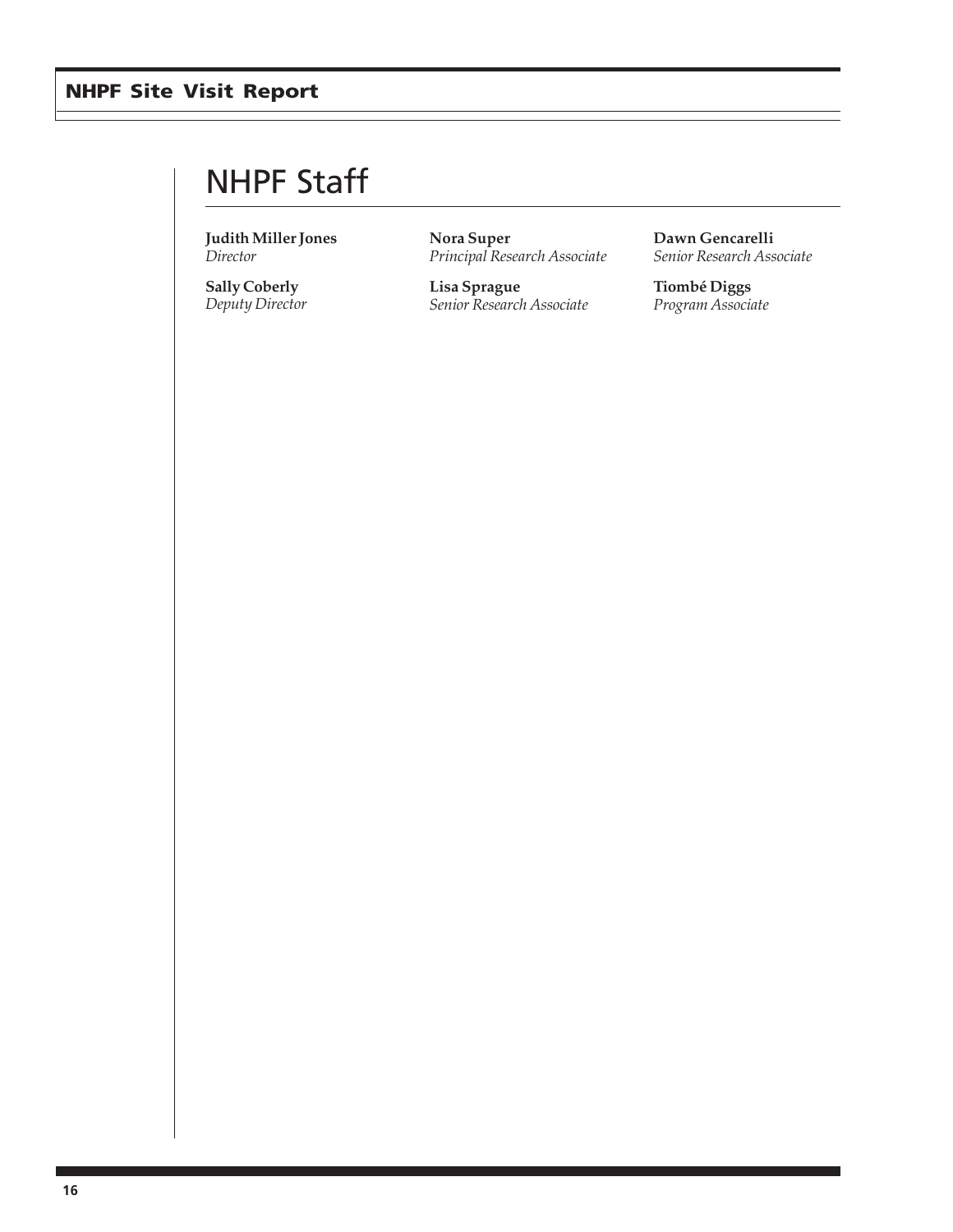# NHPF Staff

**Judith Miller Jones**
*Director*

**Sally Coberly**
*Deputy Director*

**Nora Super**
*Principal Research Associate*

**Lisa Sprague**
*Senior Research Associate*

**Dawn Gencarelli**
*Senior Research Associate*

**Tiombé Diggs**
*Program Associate*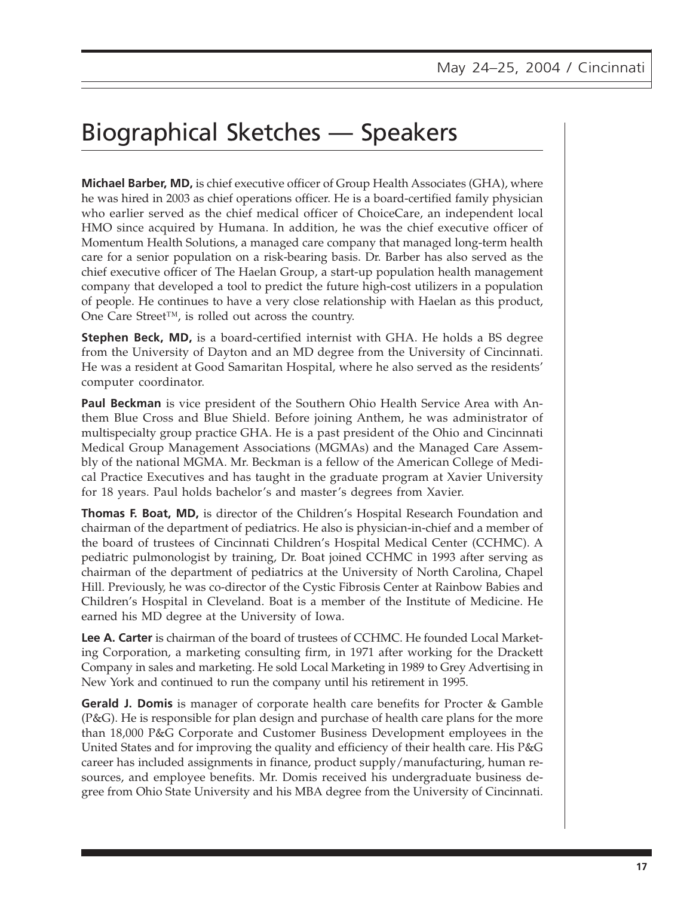# Biographical Sketches — Speakers

**Michael Barber, MD,** is chief executive officer of Group Health Associates (GHA), where he was hired in 2003 as chief operations officer. He is a board-certified family physician who earlier served as the chief medical officer of ChoiceCare, an independent local HMO since acquired by Humana. In addition, he was the chief executive officer of Momentum Health Solutions, a managed care company that managed long-term health care for a senior population on a risk-bearing basis. Dr. Barber has also served as the chief executive officer of The Haelan Group, a start-up population health management company that developed a tool to predict the future high-cost utilizers in a population of people. He continues to have a very close relationship with Haelan as this product, One Care Street™, is rolled out across the country.

**Stephen Beck, MD,** is a board-certified internist with GHA. He holds a BS degree from the University of Dayton and an MD degree from the University of Cincinnati. He was a resident at Good Samaritan Hospital, where he also served as the residents' computer coordinator.

**Paul Beckman** is vice president of the Southern Ohio Health Service Area with Anthem Blue Cross and Blue Shield. Before joining Anthem, he was administrator of multispecialty group practice GHA. He is a past president of the Ohio and Cincinnati Medical Group Management Associations (MGMAs) and the Managed Care Assembly of the national MGMA. Mr. Beckman is a fellow of the American College of Medical Practice Executives and has taught in the graduate program at Xavier University for 18 years. Paul holds bachelor's and master's degrees from Xavier.

**Thomas F. Boat, MD,** is director of the Children's Hospital Research Foundation and chairman of the department of pediatrics. He also is physician-in-chief and a member of the board of trustees of Cincinnati Children's Hospital Medical Center (CCHMC). A pediatric pulmonologist by training, Dr. Boat joined CCHMC in 1993 after serving as chairman of the department of pediatrics at the University of North Carolina, Chapel Hill. Previously, he was co-director of the Cystic Fibrosis Center at Rainbow Babies and Children's Hospital in Cleveland. Boat is a member of the Institute of Medicine. He earned his MD degree at the University of Iowa.

**Lee A. Carter** is chairman of the board of trustees of CCHMC. He founded Local Marketing Corporation, a marketing consulting firm, in 1971 after working for the Drackett Company in sales and marketing. He sold Local Marketing in 1989 to Grey Advertising in New York and continued to run the company until his retirement in 1995.

**Gerald J. Domis** is manager of corporate health care benefits for Procter & Gamble (P&G). He is responsible for plan design and purchase of health care plans for the more than 18,000 P&G Corporate and Customer Business Development employees in the United States and for improving the quality and efficiency of their health care. His P&G career has included assignments in finance, product supply/manufacturing, human resources, and employee benefits. Mr. Domis received his undergraduate business degree from Ohio State University and his MBA degree from the University of Cincinnati.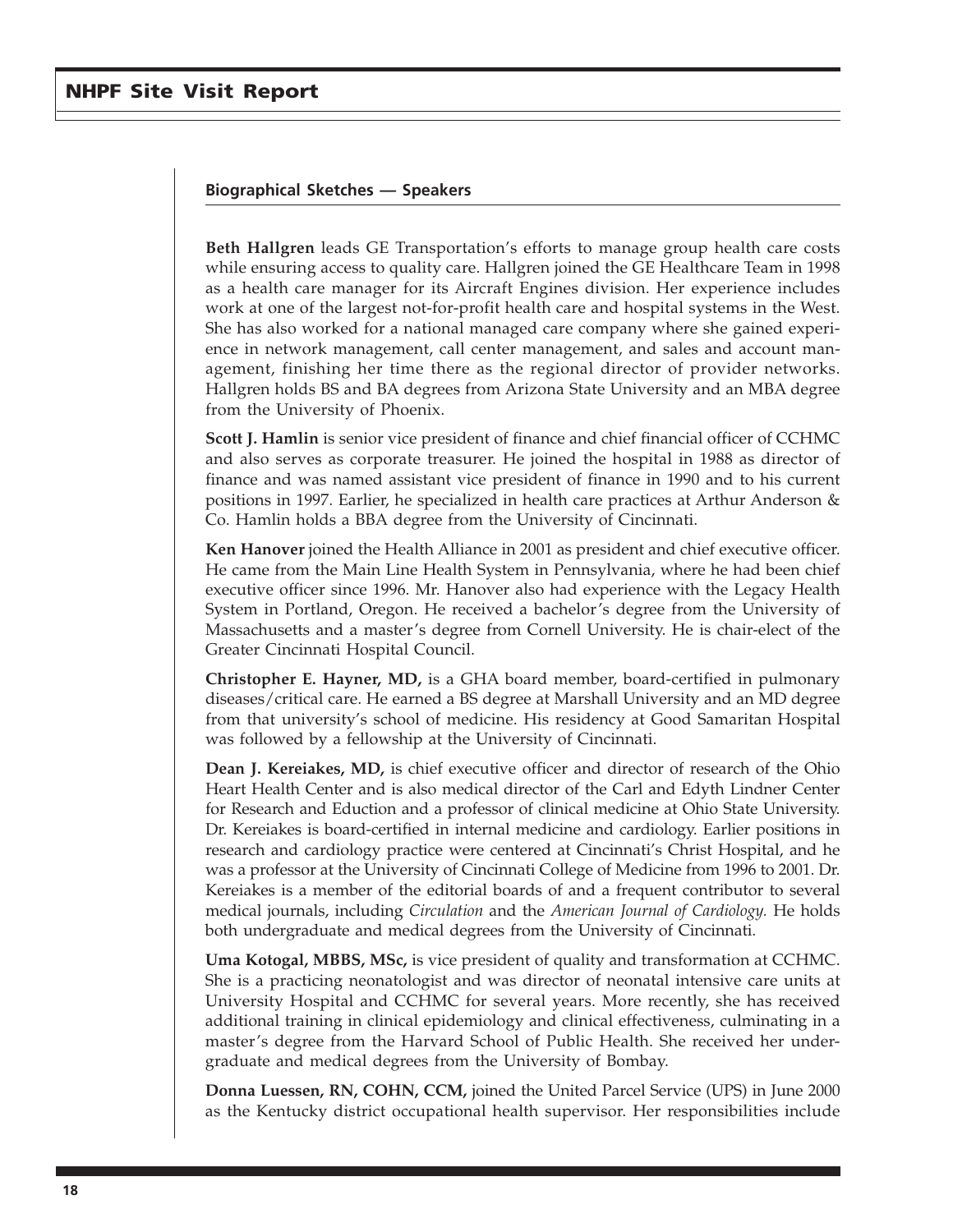## Biographical Sketches — Speakers

**Beth Hallgren** leads GE Transportation's efforts to manage group health care costs while ensuring access to quality care. Hallgren joined the GE Healthcare Team in 1998 as a health care manager for its Aircraft Engines division. Her experience includes work at one of the largest not-for-profit health care and hospital systems in the West. She has also worked for a national managed care company where she gained experience in network management, call center management, and sales and account management, finishing her time there as the regional director of provider networks. Hallgren holds BS and BA degrees from Arizona State University and an MBA degree from the University of Phoenix.

**Scott J. Hamlin** is senior vice president of finance and chief financial officer of CCHMC and also serves as corporate treasurer. He joined the hospital in 1988 as director of finance and was named assistant vice president of finance in 1990 and to his current positions in 1997. Earlier, he specialized in health care practices at Arthur Anderson & Co. Hamlin holds a BBA degree from the University of Cincinnati.

**Ken Hanover** joined the Health Alliance in 2001 as president and chief executive officer. He came from the Main Line Health System in Pennsylvania, where he had been chief executive officer since 1996. Mr. Hanover also had experience with the Legacy Health System in Portland, Oregon. He received a bachelor's degree from the University of Massachusetts and a master's degree from Cornell University. He is chair-elect of the Greater Cincinnati Hospital Council.

**Christopher E. Hayner, MD,** is a GHA board member, board-certified in pulmonary diseases/critical care. He earned a BS degree at Marshall University and an MD degree from that university's school of medicine. His residency at Good Samaritan Hospital was followed by a fellowship at the University of Cincinnati.

**Dean J. Kereiakes, MD,** is chief executive officer and director of research of the Ohio Heart Health Center and is also medical director of the Carl and Edyth Lindner Center for Research and Eduction and a professor of clinical medicine at Ohio State University. Dr. Kereiakes is board-certified in internal medicine and cardiology. Earlier positions in research and cardiology practice were centered at Cincinnati's Christ Hospital, and he was a professor at the University of Cincinnati College of Medicine from 1996 to 2001. Dr. Kereiakes is a member of the editorial boards of and a frequent contributor to several medical journals, including *Circulation* and the *American Journal of Cardiology.* He holds both undergraduate and medical degrees from the University of Cincinnati.

**Uma Kotogal, MBBS, MSc,** is vice president of quality and transformation at CCHMC. She is a practicing neonatologist and was director of neonatal intensive care units at University Hospital and CCHMC for several years. More recently, she has received additional training in clinical epidemiology and clinical effectiveness, culminating in a master's degree from the Harvard School of Public Health. She received her undergraduate and medical degrees from the University of Bombay.

**Donna Luessen, RN, COHN, CCM,** joined the United Parcel Service (UPS) in June 2000 as the Kentucky district occupational health supervisor. Her responsibilities include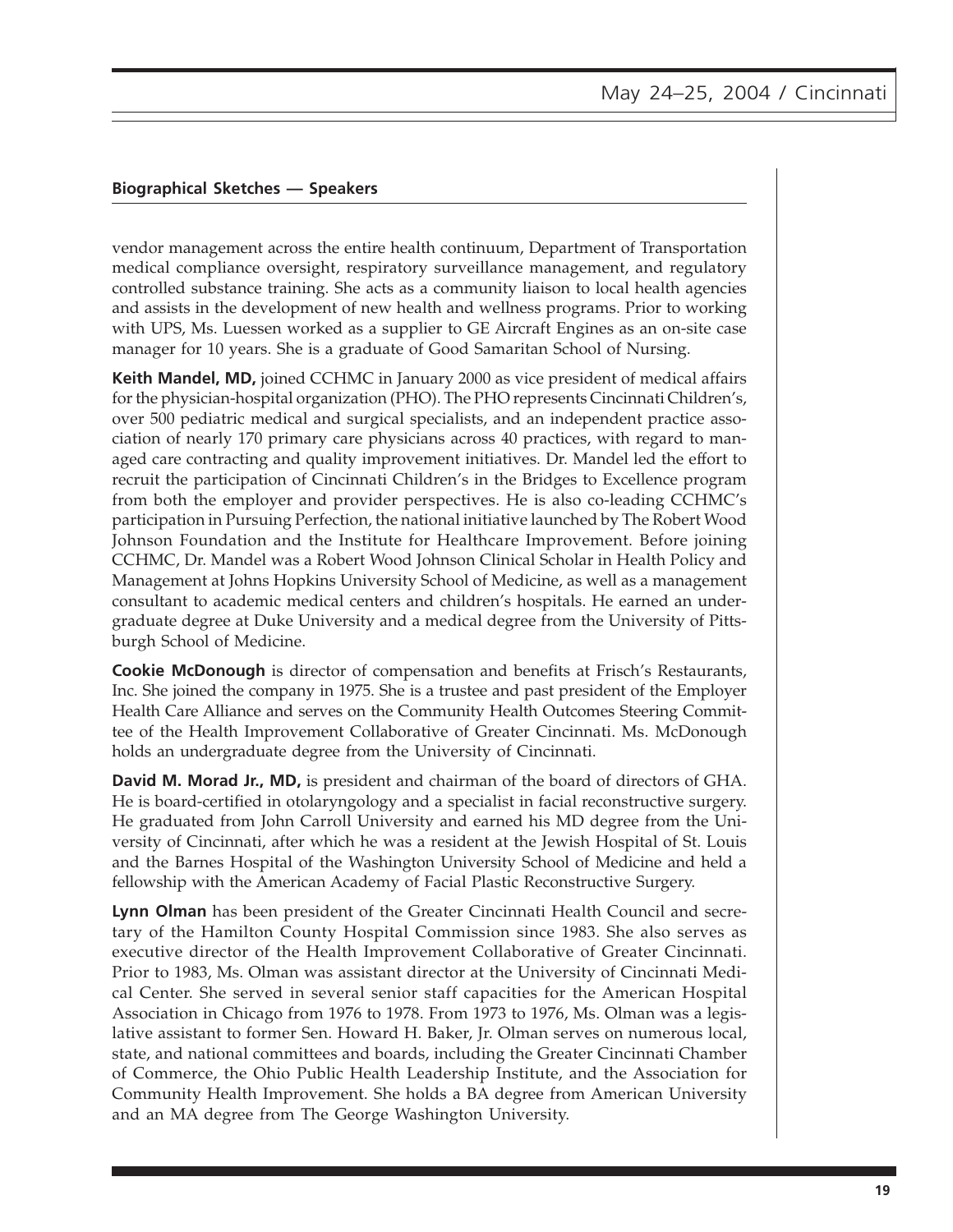### Biographical Sketches — Speakers

vendor management across the entire health continuum, Department of Transportation medical compliance oversight, respiratory surveillance management, and regulatory controlled substance training. She acts as a community liaison to local health agencies and assists in the development of new health and wellness programs. Prior to working with UPS, Ms. Luessen worked as a supplier to GE Aircraft Engines as an on-site case manager for 10 years. She is a graduate of Good Samaritan School of Nursing.

**Keith Mandel, MD,** joined CCHMC in January 2000 as vice president of medical affairs for the physician-hospital organization (PHO). The PHO represents Cincinnati Children's, over 500 pediatric medical and surgical specialists, and an independent practice association of nearly 170 primary care physicians across 40 practices, with regard to managed care contracting and quality improvement initiatives. Dr. Mandel led the effort to recruit the participation of Cincinnati Children's in the Bridges to Excellence program from both the employer and provider perspectives. He is also co-leading CCHMC's participation in Pursuing Perfection, the national initiative launched by The Robert Wood Johnson Foundation and the Institute for Healthcare Improvement. Before joining CCHMC, Dr. Mandel was a Robert Wood Johnson Clinical Scholar in Health Policy and Management at Johns Hopkins University School of Medicine, as well as a management consultant to academic medical centers and children's hospitals. He earned an undergraduate degree at Duke University and a medical degree from the University of Pittsburgh School of Medicine.

**Cookie McDonough** is director of compensation and benefits at Frisch's Restaurants, Inc. She joined the company in 1975. She is a trustee and past president of the Employer Health Care Alliance and serves on the Community Health Outcomes Steering Committee of the Health Improvement Collaborative of Greater Cincinnati. Ms. McDonough holds an undergraduate degree from the University of Cincinnati.

**David M. Morad Jr., MD,** is president and chairman of the board of directors of GHA. He is board-certified in otolaryngology and a specialist in facial reconstructive surgery. He graduated from John Carroll University and earned his MD degree from the University of Cincinnati, after which he was a resident at the Jewish Hospital of St. Louis and the Barnes Hospital of the Washington University School of Medicine and held a fellowship with the American Academy of Facial Plastic Reconstructive Surgery.

**Lynn Olman** has been president of the Greater Cincinnati Health Council and secretary of the Hamilton County Hospital Commission since 1983. She also serves as executive director of the Health Improvement Collaborative of Greater Cincinnati. Prior to 1983, Ms. Olman was assistant director at the University of Cincinnati Medical Center. She served in several senior staff capacities for the American Hospital Association in Chicago from 1976 to 1978. From 1973 to 1976, Ms. Olman was a legislative assistant to former Sen. Howard H. Baker, Jr. Olman serves on numerous local, state, and national committees and boards, including the Greater Cincinnati Chamber of Commerce, the Ohio Public Health Leadership Institute, and the Association for Community Health Improvement. She holds a BA degree from American University and an MA degree from The George Washington University.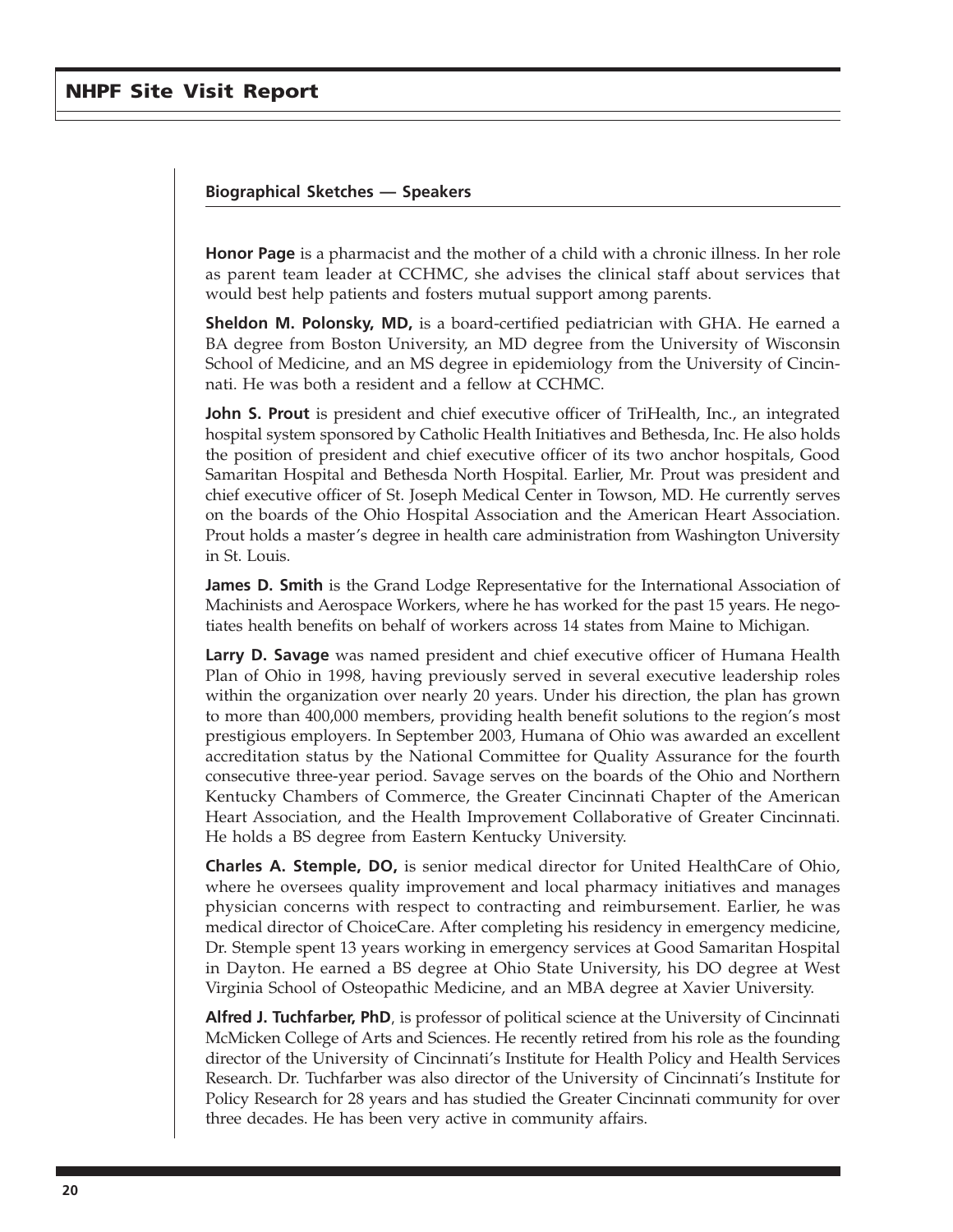## Biographical Sketches — Speakers

**Honor Page** is a pharmacist and the mother of a child with a chronic illness. In her role as parent team leader at CCHMC, she advises the clinical staff about services that would best help patients and fosters mutual support among parents.

**Sheldon M. Polonsky, MD,** is a board-certified pediatrician with GHA. He earned a BA degree from Boston University, an MD degree from the University of Wisconsin School of Medicine, and an MS degree in epidemiology from the University of Cincinnati. He was both a resident and a fellow at CCHMC.

**John S. Prout** is president and chief executive officer of TriHealth, Inc., an integrated hospital system sponsored by Catholic Health Initiatives and Bethesda, Inc. He also holds the position of president and chief executive officer of its two anchor hospitals, Good Samaritan Hospital and Bethesda North Hospital. Earlier, Mr. Prout was president and chief executive officer of St. Joseph Medical Center in Towson, MD. He currently serves on the boards of the Ohio Hospital Association and the American Heart Association. Prout holds a master's degree in health care administration from Washington University in St. Louis.

**James D. Smith** is the Grand Lodge Representative for the International Association of Machinists and Aerospace Workers, where he has worked for the past 15 years. He negotiates health benefits on behalf of workers across 14 states from Maine to Michigan.

**Larry D. Savage** was named president and chief executive officer of Humana Health Plan of Ohio in 1998, having previously served in several executive leadership roles within the organization over nearly 20 years. Under his direction, the plan has grown to more than 400,000 members, providing health benefit solutions to the region's most prestigious employers. In September 2003, Humana of Ohio was awarded an excellent accreditation status by the National Committee for Quality Assurance for the fourth consecutive three-year period. Savage serves on the boards of the Ohio and Northern Kentucky Chambers of Commerce, the Greater Cincinnati Chapter of the American Heart Association, and the Health Improvement Collaborative of Greater Cincinnati. He holds a BS degree from Eastern Kentucky University.

**Charles A. Stemple, DO,** is senior medical director for United HealthCare of Ohio, where he oversees quality improvement and local pharmacy initiatives and manages physician concerns with respect to contracting and reimbursement. Earlier, he was medical director of ChoiceCare. After completing his residency in emergency medicine, Dr. Stemple spent 13 years working in emergency services at Good Samaritan Hospital in Dayton. He earned a BS degree at Ohio State University, his DO degree at West Virginia School of Osteopathic Medicine, and an MBA degree at Xavier University.

**Alfred J. Tuchfarber, PhD**, is professor of political science at the University of Cincinnati McMicken College of Arts and Sciences. He recently retired from his role as the founding director of the University of Cincinnati's Institute for Health Policy and Health Services Research. Dr. Tuchfarber was also director of the University of Cincinnati's Institute for Policy Research for 28 years and has studied the Greater Cincinnati community for over three decades. He has been very active in community affairs.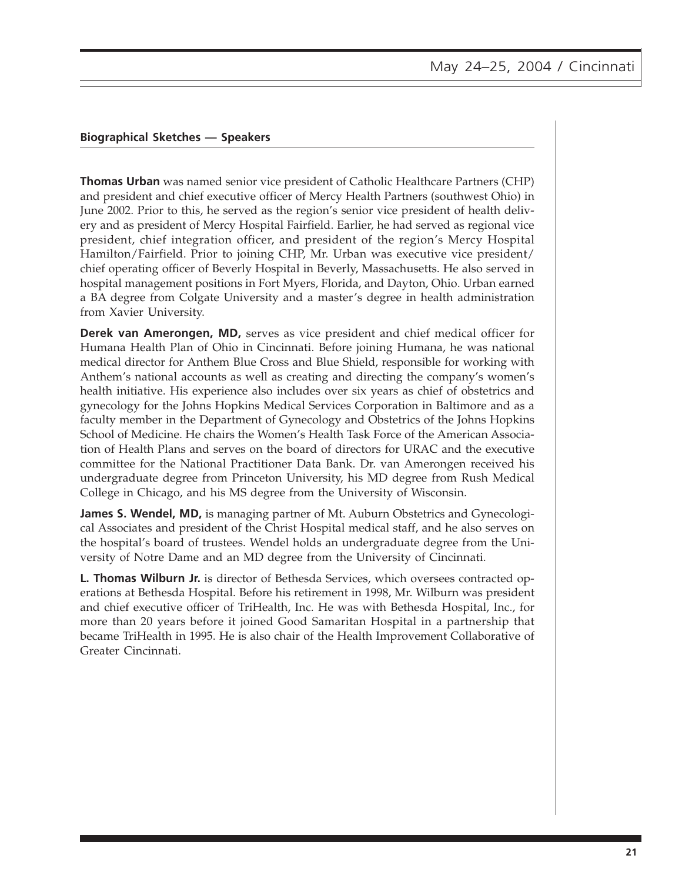## Biographical Sketches — Speakers

**Thomas Urban** was named senior vice president of Catholic Healthcare Partners (CHP) and president and chief executive officer of Mercy Health Partners (southwest Ohio) in June 2002. Prior to this, he served as the region's senior vice president of health delivery and as president of Mercy Hospital Fairfield. Earlier, he had served as regional vice president, chief integration officer, and president of the region's Mercy Hospital Hamilton/Fairfield. Prior to joining CHP, Mr. Urban was executive vice president/chief operating officer of Beverly Hospital in Beverly, Massachusetts. He also served in hospital management positions in Fort Myers, Florida, and Dayton, Ohio. Urban earned a BA degree from Colgate University and a master's degree in health administration from Xavier University.

**Derek van Amerongen, MD,** serves as vice president and chief medical officer for Humana Health Plan of Ohio in Cincinnati. Before joining Humana, he was national medical director for Anthem Blue Cross and Blue Shield, responsible for working with Anthem's national accounts as well as creating and directing the company's women's health initiative. His experience also includes over six years as chief of obstetrics and gynecology for the Johns Hopkins Medical Services Corporation in Baltimore and as a faculty member in the Department of Gynecology and Obstetrics of the Johns Hopkins School of Medicine. He chairs the Women's Health Task Force of the American Association of Health Plans and serves on the board of directors for URAC and the executive committee for the National Practitioner Data Bank. Dr. van Amerongen received his undergraduate degree from Princeton University, his MD degree from Rush Medical College in Chicago, and his MS degree from the University of Wisconsin.

**James S. Wendel, MD,** is managing partner of Mt. Auburn Obstetrics and Gynecological Associates and president of the Christ Hospital medical staff, and he also serves on the hospital's board of trustees. Wendel holds an undergraduate degree from the University of Notre Dame and an MD degree from the University of Cincinnati.

**L. Thomas Wilburn Jr.** is director of Bethesda Services, which oversees contracted operations at Bethesda Hospital. Before his retirement in 1998, Mr. Wilburn was president and chief executive officer of TriHealth, Inc. He was with Bethesda Hospital, Inc., for more than 20 years before it joined Good Samaritan Hospital in a partnership that became TriHealth in 1995. He is also chair of the Health Improvement Collaborative of Greater Cincinnati.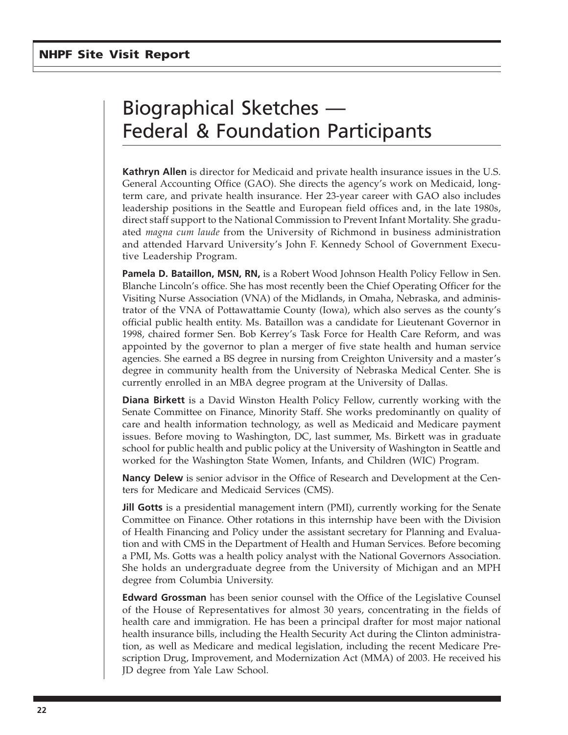# Biographical Sketches — Federal & Foundation Participants

**Kathryn Allen** is director for Medicaid and private health insurance issues in the U.S. General Accounting Office (GAO). She directs the agency's work on Medicaid, long-term care, and private health insurance. Her 23-year career with GAO also includes leadership positions in the Seattle and European field offices and, in the late 1980s, direct staff support to the National Commission to Prevent Infant Mortality. She graduated *magna cum laude* from the University of Richmond in business administration and attended Harvard University's John F. Kennedy School of Government Executive Leadership Program.

**Pamela D. Bataillon, MSN, RN,** is a Robert Wood Johnson Health Policy Fellow in Sen. Blanche Lincoln's office. She has most recently been the Chief Operating Officer for the Visiting Nurse Association (VNA) of the Midlands, in Omaha, Nebraska, and administrator of the VNA of Pottawattamie County (Iowa), which also serves as the county's official public health entity. Ms. Bataillon was a candidate for Lieutenant Governor in 1998, chaired former Sen. Bob Kerrey's Task Force for Health Care Reform, and was appointed by the governor to plan a merger of five state health and human service agencies. She earned a BS degree in nursing from Creighton University and a master's degree in community health from the University of Nebraska Medical Center. She is currently enrolled in an MBA degree program at the University of Dallas.

**Diana Birkett** is a David Winston Health Policy Fellow, currently working with the Senate Committee on Finance, Minority Staff. She works predominantly on quality of care and health information technology, as well as Medicaid and Medicare payment issues. Before moving to Washington, DC, last summer, Ms. Birkett was in graduate school for public health and public policy at the University of Washington in Seattle and worked for the Washington State Women, Infants, and Children (WIC) Program.

**Nancy Delew** is senior advisor in the Office of Research and Development at the Centers for Medicare and Medicaid Services (CMS).

**Jill Gotts** is a presidential management intern (PMI), currently working for the Senate Committee on Finance. Other rotations in this internship have been with the Division of Health Financing and Policy under the assistant secretary for Planning and Evaluation and with CMS in the Department of Health and Human Services. Before becoming a PMI, Ms. Gotts was a health policy analyst with the National Governors Association. She holds an undergraduate degree from the University of Michigan and an MPH degree from Columbia University.

**Edward Grossman** has been senior counsel with the Office of the Legislative Counsel of the House of Representatives for almost 30 years, concentrating in the fields of health care and immigration. He has been a principal drafter for most major national health insurance bills, including the Health Security Act during the Clinton administration, as well as Medicare and medical legislation, including the recent Medicare Prescription Drug, Improvement, and Modernization Act (MMA) of 2003. He received his JD degree from Yale Law School.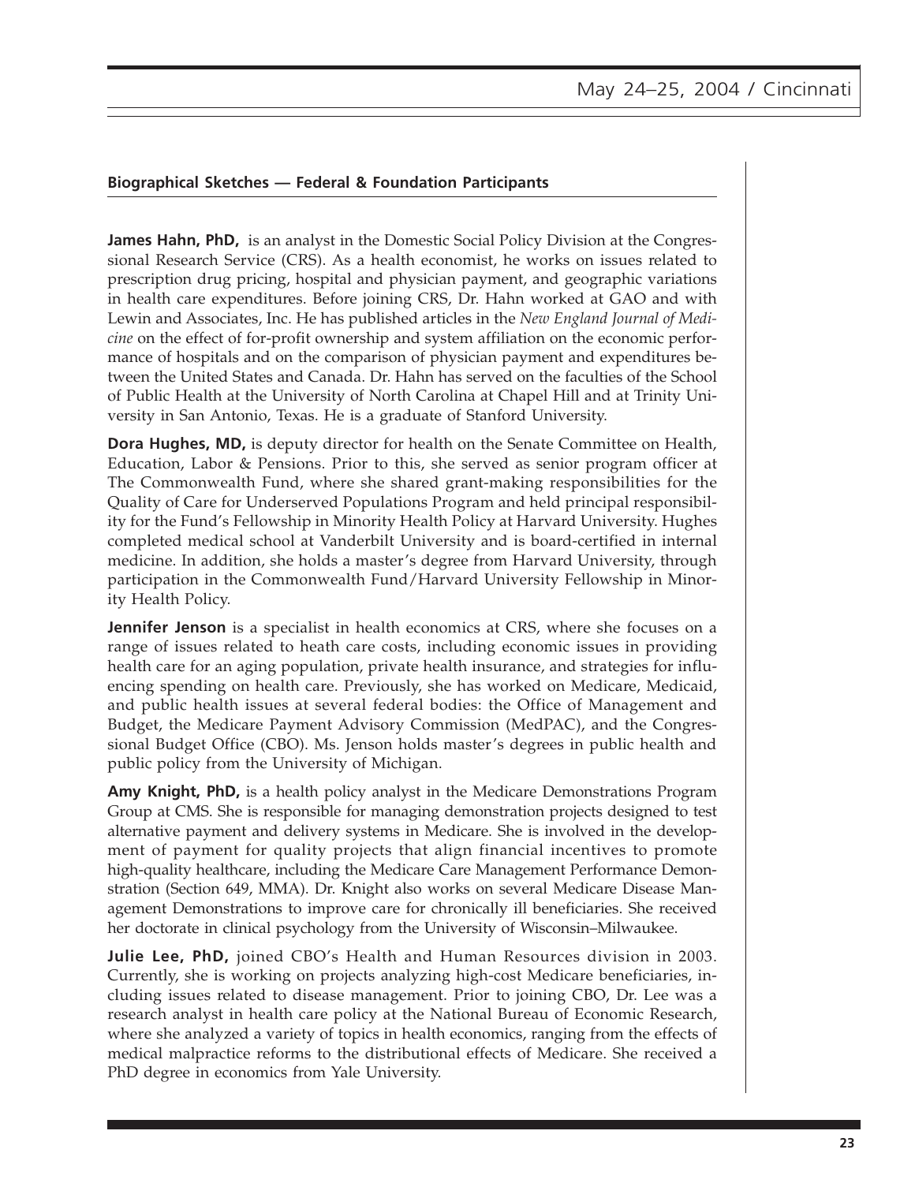**Biographical Sketches — Federal & Foundation Participants**

**James Hahn, PhD,** is an analyst in the Domestic Social Policy Division at the Congressional Research Service (CRS). As a health economist, he works on issues related to prescription drug pricing, hospital and physician payment, and geographic variations in health care expenditures. Before joining CRS, Dr. Hahn worked at GAO and with Lewin and Associates, Inc. He has published articles in the *New England Journal of Medicine* on the effect of for-profit ownership and system affiliation on the economic performance of hospitals and on the comparison of physician payment and expenditures between the United States and Canada. Dr. Hahn has served on the faculties of the School of Public Health at the University of North Carolina at Chapel Hill and at Trinity University in San Antonio, Texas. He is a graduate of Stanford University.

**Dora Hughes, MD,** is deputy director for health on the Senate Committee on Health, Education, Labor & Pensions. Prior to this, she served as senior program officer at The Commonwealth Fund, where she shared grant-making responsibilities for the Quality of Care for Underserved Populations Program and held principal responsibility for the Fund's Fellowship in Minority Health Policy at Harvard University. Hughes completed medical school at Vanderbilt University and is board-certified in internal medicine. In addition, she holds a master's degree from Harvard University, through participation in the Commonwealth Fund/Harvard University Fellowship in Minority Health Policy.

**Jennifer Jenson** is a specialist in health economics at CRS, where she focuses on a range of issues related to heath care costs, including economic issues in providing health care for an aging population, private health insurance, and strategies for influencing spending on health care. Previously, she has worked on Medicare, Medicaid, and public health issues at several federal bodies: the Office of Management and Budget, the Medicare Payment Advisory Commission (MedPAC), and the Congressional Budget Office (CBO). Ms. Jenson holds master's degrees in public health and public policy from the University of Michigan.

**Amy Knight, PhD,** is a health policy analyst in the Medicare Demonstrations Program Group at CMS. She is responsible for managing demonstration projects designed to test alternative payment and delivery systems in Medicare. She is involved in the development of payment for quality projects that align financial incentives to promote high-quality healthcare, including the Medicare Care Management Performance Demonstration (Section 649, MMA). Dr. Knight also works on several Medicare Disease Management Demonstrations to improve care for chronically ill beneficiaries. She received her doctorate in clinical psychology from the University of Wisconsin–Milwaukee.

**Julie Lee, PhD,** joined CBO's Health and Human Resources division in 2003. Currently, she is working on projects analyzing high-cost Medicare beneficiaries, including issues related to disease management. Prior to joining CBO, Dr. Lee was a research analyst in health care policy at the National Bureau of Economic Research, where she analyzed a variety of topics in health economics, ranging from the effects of medical malpractice reforms to the distributional effects of Medicare. She received a PhD degree in economics from Yale University.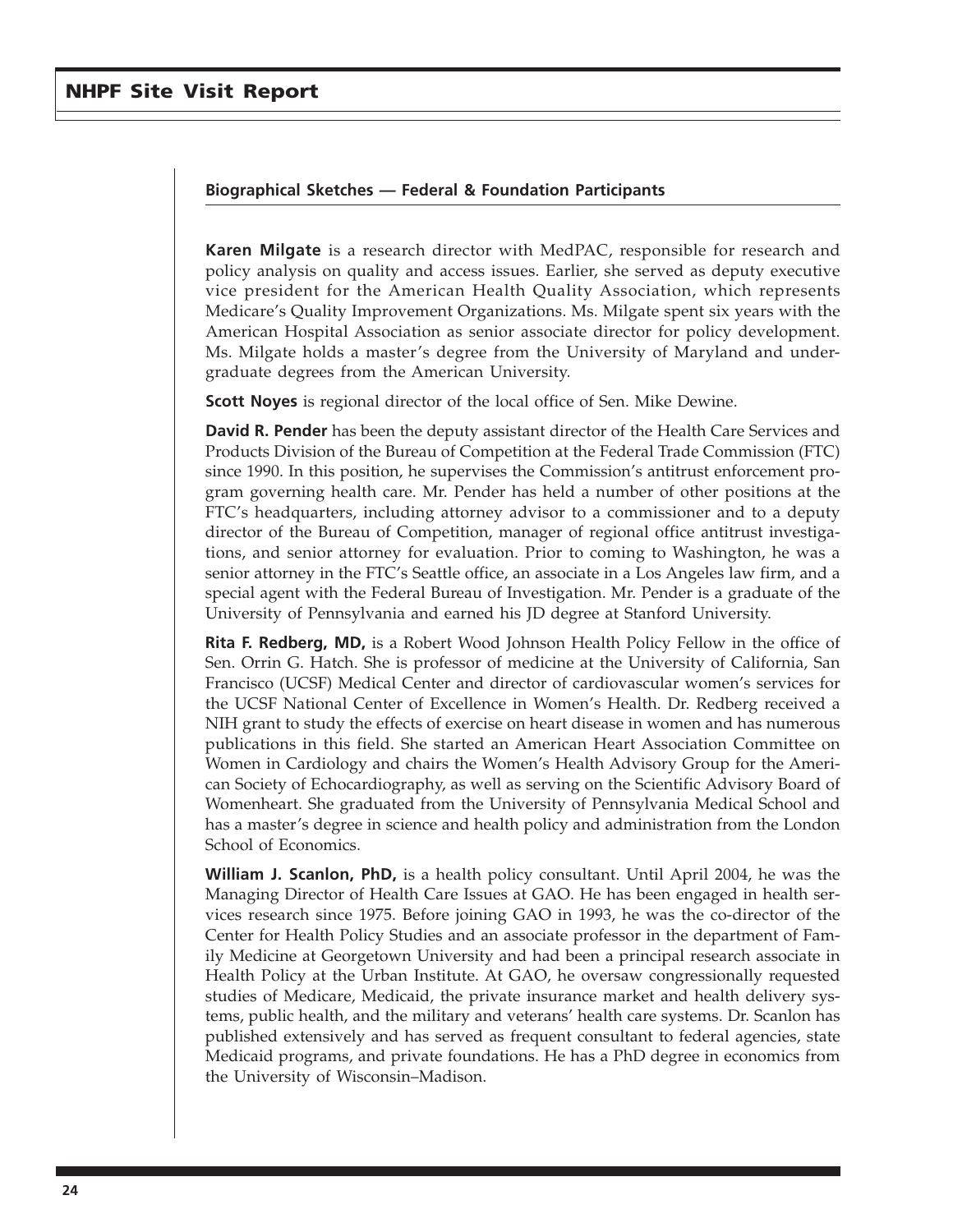### Biographical Sketches — Federal & Foundation Participants

**Karen Milgate** is a research director with MedPAC, responsible for research and policy analysis on quality and access issues. Earlier, she served as deputy executive vice president for the American Health Quality Association, which represents Medicare's Quality Improvement Organizations. Ms. Milgate spent six years with the American Hospital Association as senior associate director for policy development. Ms. Milgate holds a master's degree from the University of Maryland and undergraduate degrees from the American University.

**Scott Noyes** is regional director of the local office of Sen. Mike Dewine.

**David R. Pender** has been the deputy assistant director of the Health Care Services and Products Division of the Bureau of Competition at the Federal Trade Commission (FTC) since 1990. In this position, he supervises the Commission's antitrust enforcement program governing health care. Mr. Pender has held a number of other positions at the FTC's headquarters, including attorney advisor to a commissioner and to a deputy director of the Bureau of Competition, manager of regional office antitrust investigations, and senior attorney for evaluation. Prior to coming to Washington, he was a senior attorney in the FTC's Seattle office, an associate in a Los Angeles law firm, and a special agent with the Federal Bureau of Investigation. Mr. Pender is a graduate of the University of Pennsylvania and earned his JD degree at Stanford University.

**Rita F. Redberg, MD,** is a Robert Wood Johnson Health Policy Fellow in the office of Sen. Orrin G. Hatch. She is professor of medicine at the University of California, San Francisco (UCSF) Medical Center and director of cardiovascular women's services for the UCSF National Center of Excellence in Women's Health. Dr. Redberg received a NIH grant to study the effects of exercise on heart disease in women and has numerous publications in this field. She started an American Heart Association Committee on Women in Cardiology and chairs the Women's Health Advisory Group for the American Society of Echocardiography, as well as serving on the Scientific Advisory Board of Womenheart. She graduated from the University of Pennsylvania Medical School and has a master's degree in science and health policy and administration from the London School of Economics.

**William J. Scanlon, PhD,** is a health policy consultant. Until April 2004, he was the Managing Director of Health Care Issues at GAO. He has been engaged in health services research since 1975. Before joining GAO in 1993, he was the co-director of the Center for Health Policy Studies and an associate professor in the department of Family Medicine at Georgetown University and had been a principal research associate in Health Policy at the Urban Institute. At GAO, he oversaw congressionally requested studies of Medicare, Medicaid, the private insurance market and health delivery systems, public health, and the military and veterans' health care systems. Dr. Scanlon has published extensively and has served as frequent consultant to federal agencies, state Medicaid programs, and private foundations. He has a PhD degree in economics from the University of Wisconsin–Madison.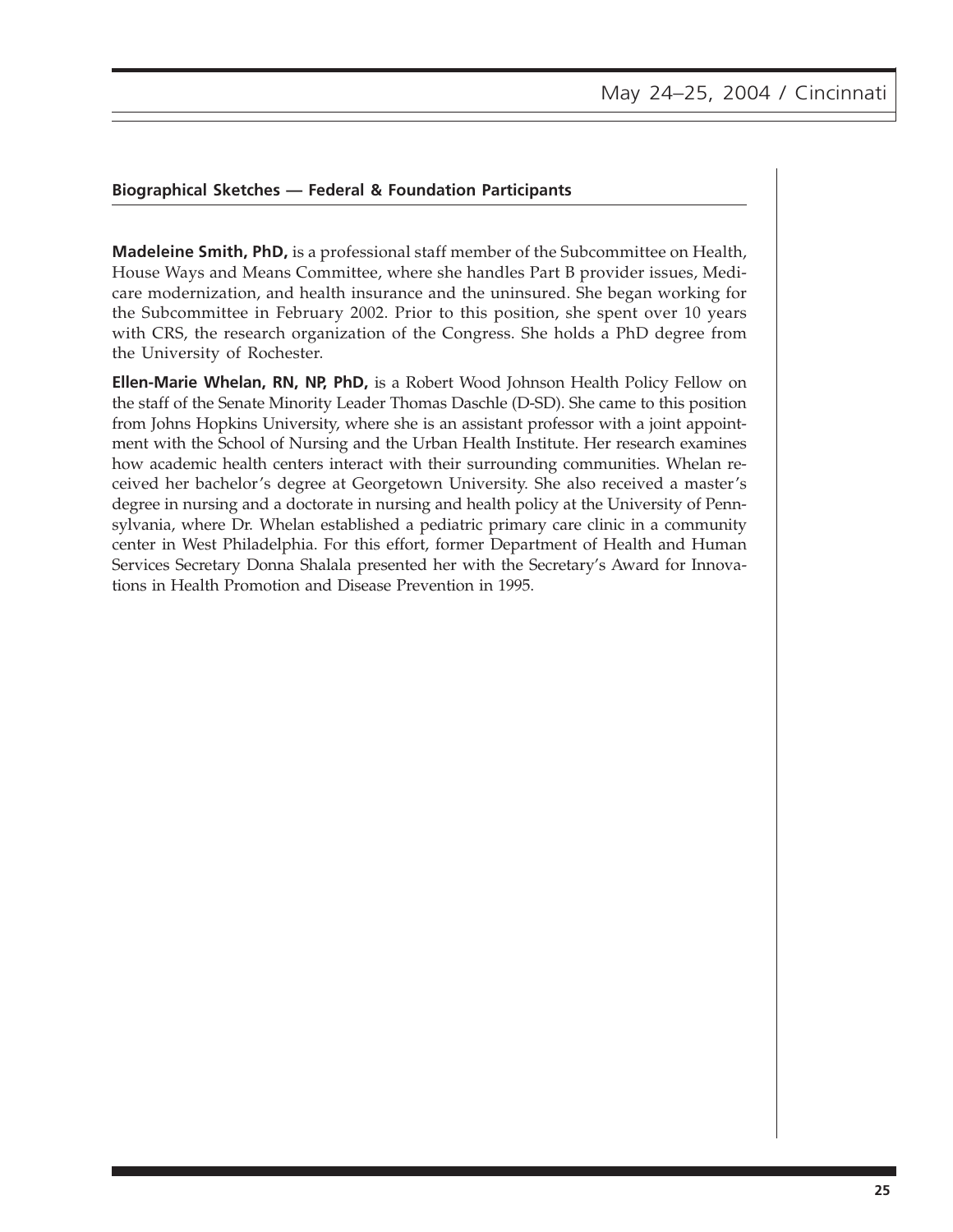## Biographical Sketches — Federal & Foundation Participants

**Madeleine Smith, PhD,** is a professional staff member of the Subcommittee on Health, House Ways and Means Committee, where she handles Part B provider issues, Medicare modernization, and health insurance and the uninsured. She began working for the Subcommittee in February 2002. Prior to this position, she spent over 10 years with CRS, the research organization of the Congress. She holds a PhD degree from the University of Rochester.

**Ellen-Marie Whelan, RN, NP, PhD,** is a Robert Wood Johnson Health Policy Fellow on the staff of the Senate Minority Leader Thomas Daschle (D-SD). She came to this position from Johns Hopkins University, where she is an assistant professor with a joint appointment with the School of Nursing and the Urban Health Institute. Her research examines how academic health centers interact with their surrounding communities. Whelan received her bachelor's degree at Georgetown University. She also received a master's degree in nursing and a doctorate in nursing and health policy at the University of Pennsylvania, where Dr. Whelan established a pediatric primary care clinic in a community center in West Philadelphia. For this effort, former Department of Health and Human Services Secretary Donna Shalala presented her with the Secretary's Award for Innovations in Health Promotion and Disease Prevention in 1995.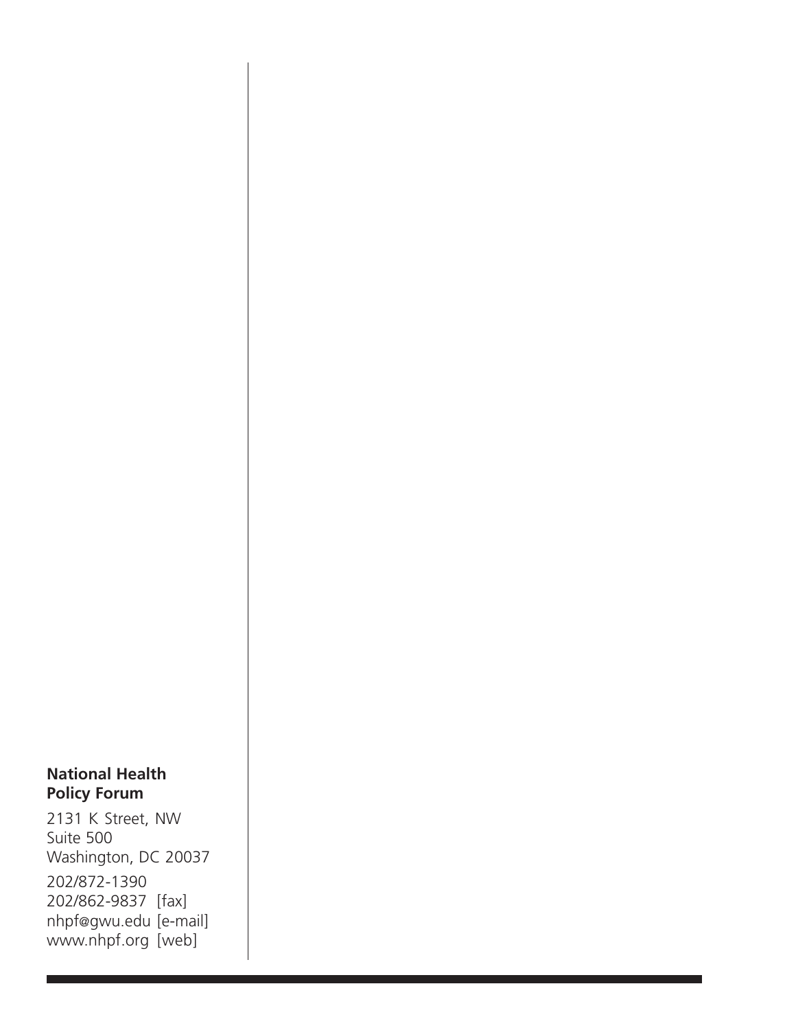**National Health Policy Forum**

2131 K Street, NW
Suite 500
Washington, DC 20037

202/872-1390
202/862-9837 [fax]
nhpf@gwu.edu [e-mail]
www.nhpf.org [web]